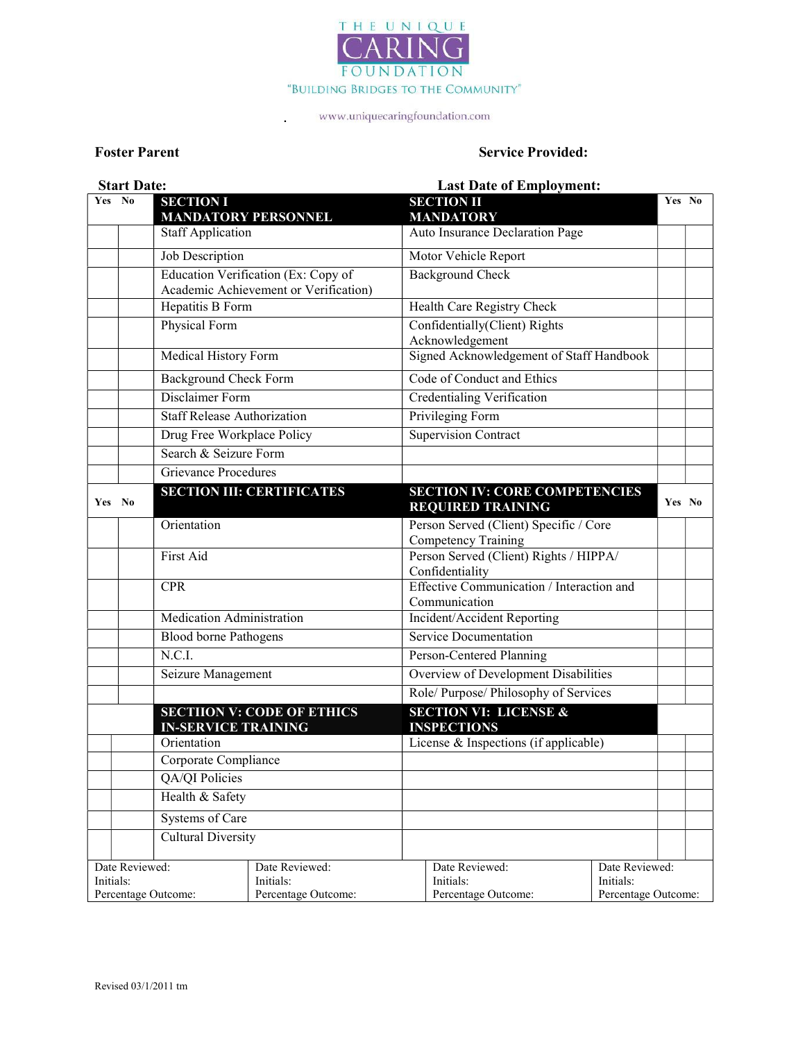THE UNIQUE
# CARING
FOUNDATION
"BUILDING BRIDGES TO THE COMMUNITY"

www.uniquecaringfoundation.com

**Foster Parent** **Service Provided:**

**Start Date:** **Last Date of Employment:**

| Yes | No | SECTION I MANDATORY PERSONNEL | SECTION II MANDATORY | Yes | No |
|---|---|---|---|---|---|
| | | Staff Application | Auto Insurance Declaration Page | | |
| | | Job Description | Motor Vehicle Report | | |
| | | Education Verification (Ex: Copy of Academic Achievement or Verification) | Background Check | | |
| | | Hepatitis B Form | Health Care Registry Check | | |
| | | Physical Form | Confidentially(Client) Rights Acknowledgement | | |
| | | Medical History Form | Signed Acknowledgement of Staff Handbook | | |
| | | Background Check Form | Code of Conduct and Ethics | | |
| | | Disclaimer Form | Credentialing Verification | | |
| | | Staff Release Authorization | Privileging Form | | |
| | | Drug Free Workplace Policy | Supervision Contract | | |
| | | Search & Seizure Form | | | |
| | | Grievance Procedures | | | |
| **Yes** | **No** | **SECTION III: CERTIFICATES** | **SECTION IV: CORE COMPETENCIES REQUIRED TRAINING** | **Yes** | **No** |
| | | Orientation | Person Served (Client) Specific / Core Competency Training | | |
| | | First Aid | Person Served (Client) Rights / HIPPA/ Confidentiality | | |
| | | CPR | Effective Communication / Interaction and Communication | | |
| | | Medication Administration | Incident/Accident Reporting | | |
| | | Blood borne Pathogens | Service Documentation | | |
| | | N.C.I. | Person-Centered Planning | | |
| | | Seizure Management | Overview of Development Disabilities | | |
| | | | Role/ Purpose/ Philosophy of Services | | |
| | | **SECTIION V: CODE OF ETHICS IN-SERVICE TRAINING** | **SECTION VI: LICENSE & INSPECTIONS** | | |
| | | Orientation | License & Inspections (if applicable) | | |
| | | Corporate Compliance | | | |
| | | QA/QI Policies | | | |
| | | Health & Safety | | | |
| | | Systems of Care | | | |
| | | Cultural Diversity | | | |

| Date Reviewed: Initials: Percentage Outcome: | Date Reviewed: Initials: Percentage Outcome: | Date Reviewed: Initials: Percentage Outcome: | Date Reviewed: Initials: Percentage Outcome: |
|---|---|---|---|

Revised 03/1/2011 tm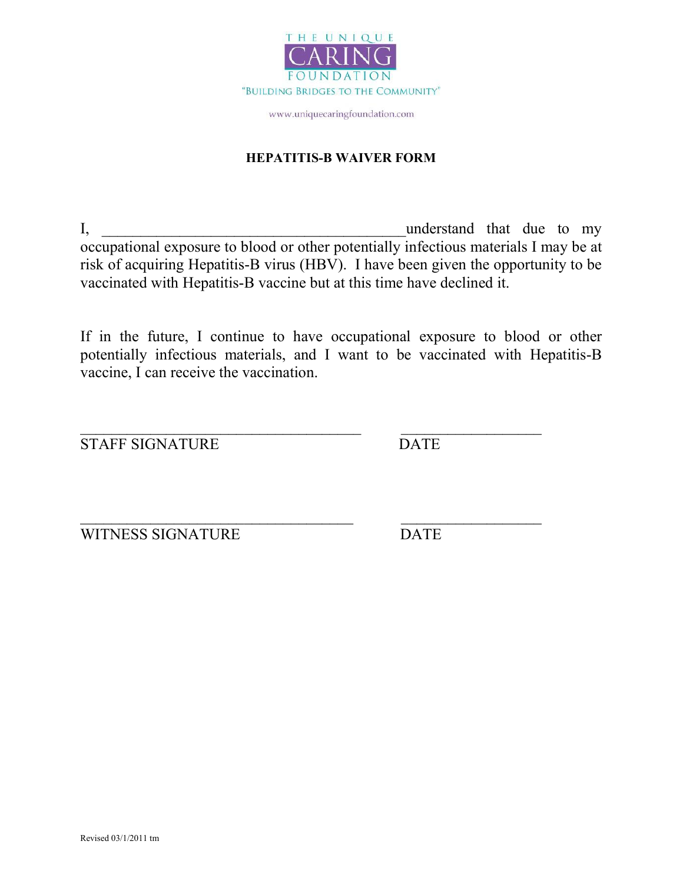THE UNIQUE

CARING

FOUNDATION

"BUILDING BRIDGES TO THE COMMUNITY"

www.uniquecaringfoundation.com

**HEPATITIS-B WAIVER FORM**

I, \_\_\_\_\_\_\_\_\_\_\_\_\_\_\_\_\_\_\_\_\_\_\_\_\_\_\_\_\_\_\_\_\_\_\_\_\_\_\_\_understand that due to my occupational exposure to blood or other potentially infectious materials I may be at risk of acquiring Hepatitis-B virus (HBV). I have been given the opportunity to be vaccinated with Hepatitis-B vaccine but at this time have declined it.

If in the future, I continue to have occupational exposure to blood or other potentially infectious materials, and I want to be vaccinated with Hepatitis-B vaccine, I can receive the vaccination.

\_\_\_\_\_\_\_\_\_\_\_\_\_\_\_\_\_\_\_\_\_\_\_\_\_\_\_\_\_\_\_\_\_\_\_\_\_\_ \_\_\_\_\_\_\_\_\_\_\_\_\_\_\_\_\_\_\_

STAFF SIGNATURE DATE

\_\_\_\_\_\_\_\_\_\_\_\_\_\_\_\_\_\_\_\_\_\_\_\_\_\_\_\_\_\_\_\_\_\_\_\_\_ \_\_\_\_\_\_\_\_\_\_\_\_\_\_\_\_\_\_\_

WITNESS SIGNATURE DATE

Revised 03/1/2011 tm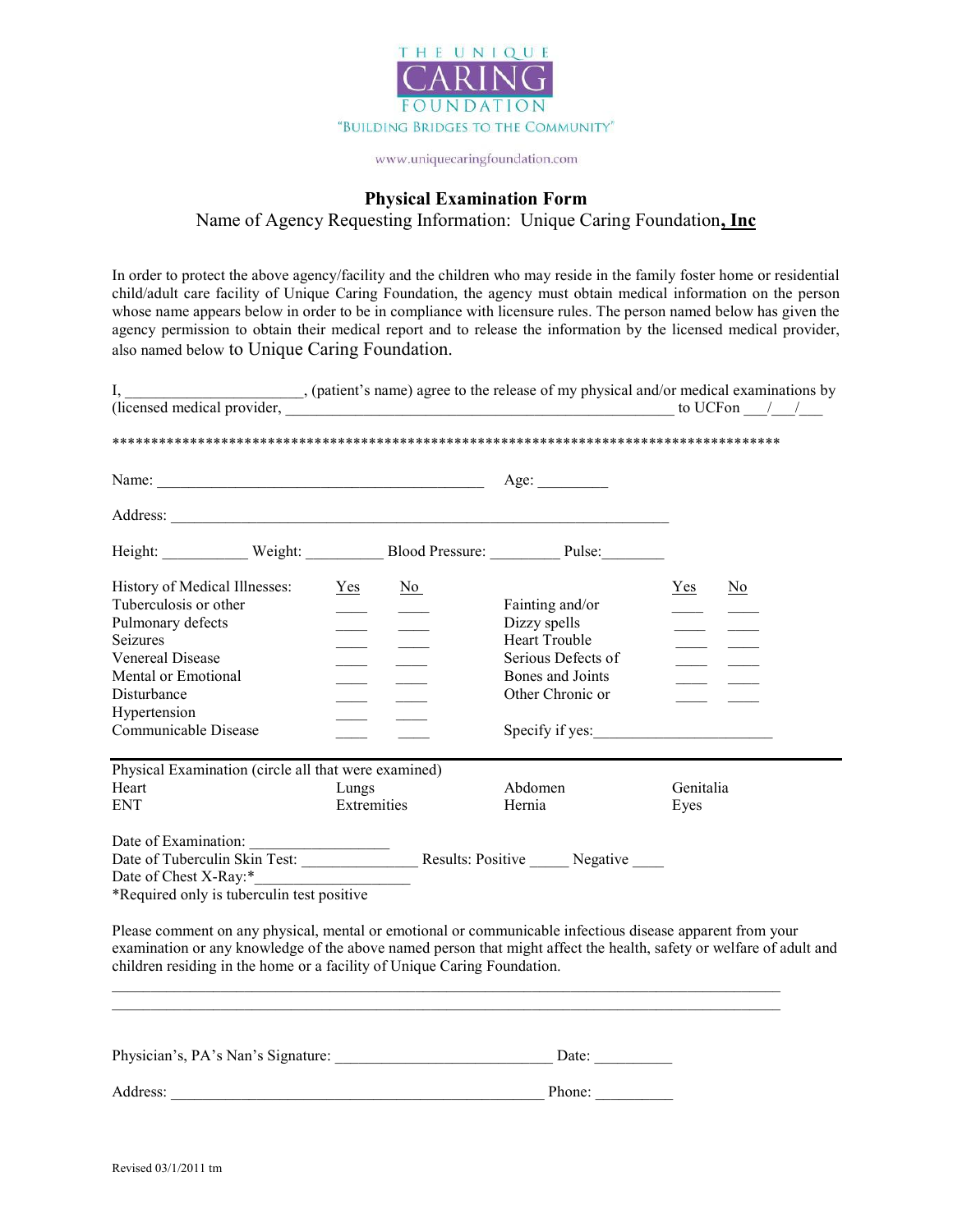THE UNIQUE
CARING
FOUNDATION
"BUILDING BRIDGES TO THE COMMUNITY"

www.uniquecaringfoundation.com

# Physical Examination Form

Name of Agency Requesting Information: Unique Caring Foundation**, Inc**

In order to protect the above agency/facility and the children who may reside in the family foster home or residential child/adult care facility of Unique Caring Foundation, the agency must obtain medical information on the person whose name appears below in order to be in compliance with licensure rules. The person named below has given the agency permission to obtain their medical report and to release the information by the licensed medical provider, also named below to Unique Caring Foundation.

I, ______________________, (patient's name) agree to the release of my physical and/or medical examinations by (licensed medical provider, ________________________________________________ to UCFon ___/___/___

*****************************************************************************************

Name: ____________________________________________ Age: _________

Address: _________________________________________________________________

Height: ___________ Weight: __________ Blood Pressure: _________ Pulse:________

| History of Medical Illnesses: | Yes | No | | Yes | No |
|---|---|---|---|---|---|
| Tuberculosis or other | ____ | ____ | Fainting and/or | ____ | ____ |
| Pulmonary defects | ____ | ____ | Dizzy spells | ____ | ____ |
| Seizures | ____ | ____ | Heart Trouble | ____ | ____ |
| Venereal Disease | ____ | ____ | Serious Defects of | ____ | ____ |
| Mental or Emotional | ____ | ____ | Bones and Joints | ____ | ____ |
| Disturbance | ____ | ____ | Other Chronic or | ____ | ____ |
| Hypertension | ____ | ____ | | | |
| Communicable Disease | ____ | ____ | Specify if yes:_______________________ | | |

Physical Examination (circle all that were examined)

| Heart | Lungs | Abdomen | Genitalia |
|---|---|---|---|
| ENT | Extremities | Hernia | Eyes |

Date of Examination: __________________

Date of Tuberculin Skin Test: _______________ Results: Positive _____ Negative ____

Date of Chest X-Ray:*____________________

*Required only is tuberculin test positive

Please comment on any physical, mental or emotional or communicable infectious disease apparent from your examination or any knowledge of the above named person that might affect the health, safety or welfare of adult and children residing in the home or a facility of Unique Caring Foundation.

_____________________________________________________________________________________

_____________________________________________________________________________________

Physician's, PA's Nan's Signature: ___________________________ Date: __________

Address: _______________________________________________ Phone: __________

Revised 03/1/2011 tm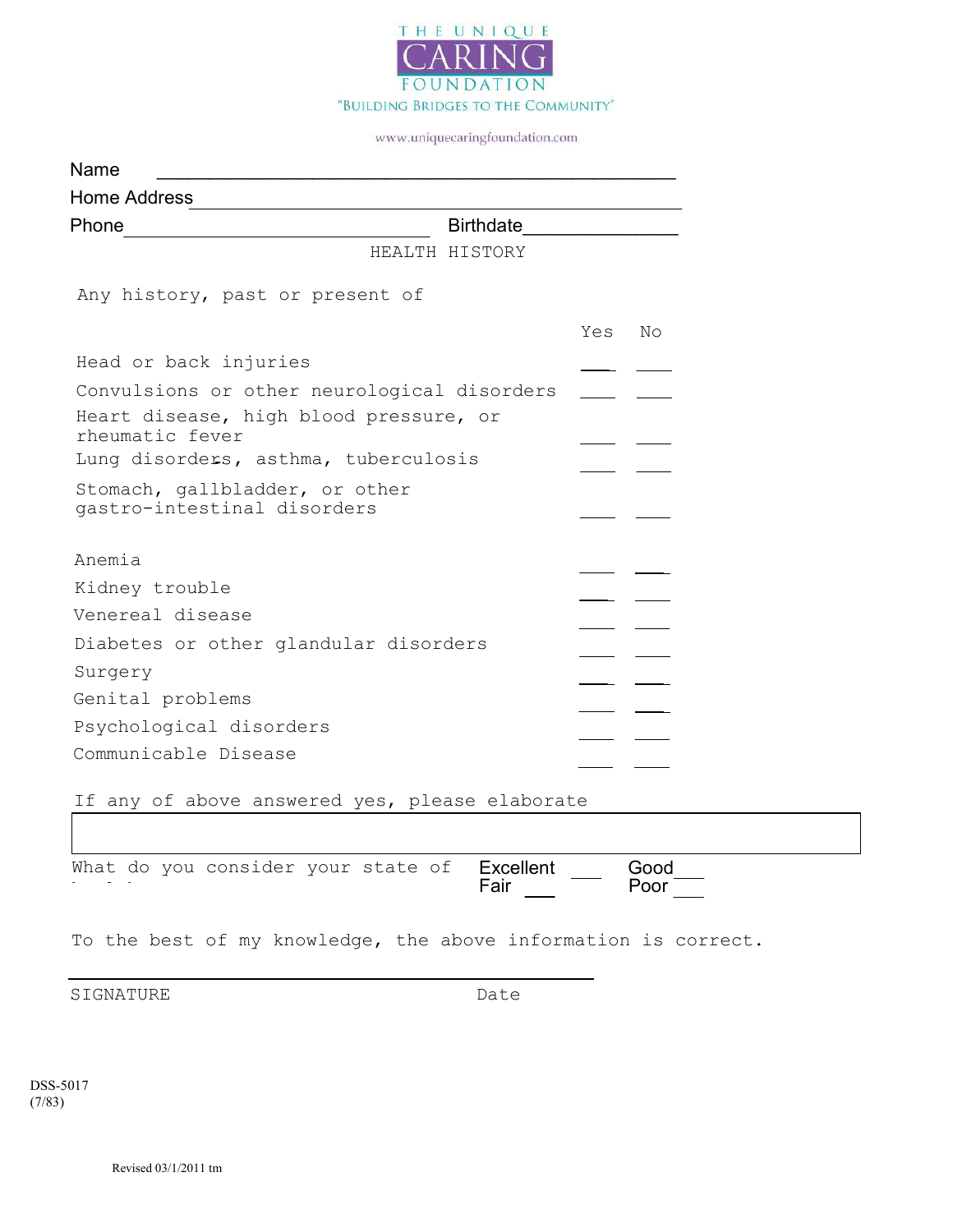THE UNIQUE CARING FOUNDATION

"BUILDING BRIDGES TO THE COMMUNITY"

www.uniquecaringfoundation.com

Name ______________________________________________

Home Address ______________________________________________

Phone ______________________________ Birthdate ______________

## HEALTH HISTORY

Any history, past or present of

| | Yes | No |
|---|---|---|
| Head or back injuries | ___ | ___ |
| Convulsions or other neurological disorders | ___ | ___ |
| Heart disease, high blood pressure, or rheumatic fever | ___ | ___ |
| Lung disorders, asthma, tuberculosis | ___ | ___ |
| Stomach, gallbladder, or other gastro-intestinal disorders | ___ | ___ |
| Anemia | ___ | ___ |
| Kidney trouble | ___ | ___ |
| Venereal disease | ___ | ___ |
| Diabetes or other glandular disorders | ___ | ___ |
| Surgery | ___ | ___ |
| Genital problems | ___ | ___ |
| Psychological disorders | ___ | ___ |
| Communicable Disease | ___ | ___ |

If any of above answered yes, please elaborate

What do you consider your state of health Excellent ___ Good ___ Fair ___ Poor ___

To the best of my knowledge, the above information is correct.

______________________________________________

SIGNATURE Date

DSS-5017
(7/83)

Revised 03/1/2011 tm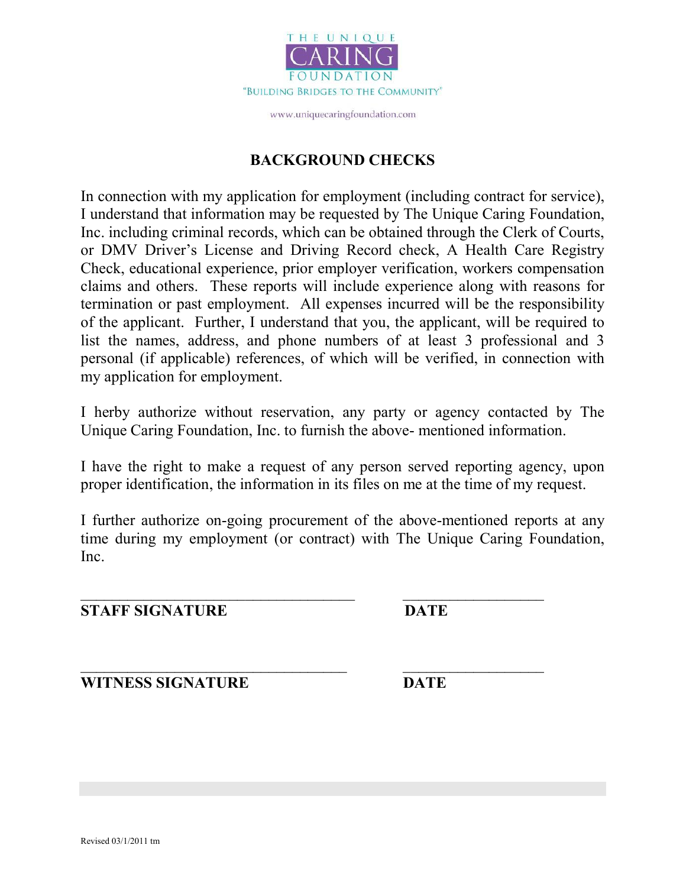THE UNIQUE
CARING
FOUNDATION
"BUILDING BRIDGES TO THE COMMUNITY"

www.uniquecaringfoundation.com

## BACKGROUND CHECKS

In connection with my application for employment (including contract for service), I understand that information may be requested by The Unique Caring Foundation, Inc. including criminal records, which can be obtained through the Clerk of Courts, or DMV Driver's License and Driving Record check, A Health Care Registry Check, educational experience, prior employer verification, workers compensation claims and others. These reports will include experience along with reasons for termination or past employment. All expenses incurred will be the responsibility of the applicant. Further, I understand that you, the applicant, will be required to list the names, address, and phone numbers of at least 3 professional and 3 personal (if applicable) references, of which will be verified, in connection with my application for employment.

I herby authorize without reservation, any party or agency contacted by The Unique Caring Foundation, Inc. to furnish the above- mentioned information.

I have the right to make a request of any person served reporting agency, upon proper identification, the information in its files on me at the time of my request.

I further authorize on-going procurement of the above-mentioned reports at any time during my employment (or contract) with The Unique Caring Foundation, Inc.

_____________________________________ ___________________

**STAFF SIGNATURE** **DATE**

_____________________________________ ___________________

**WITNESS SIGNATURE** **DATE**

Revised 03/1/2011 tm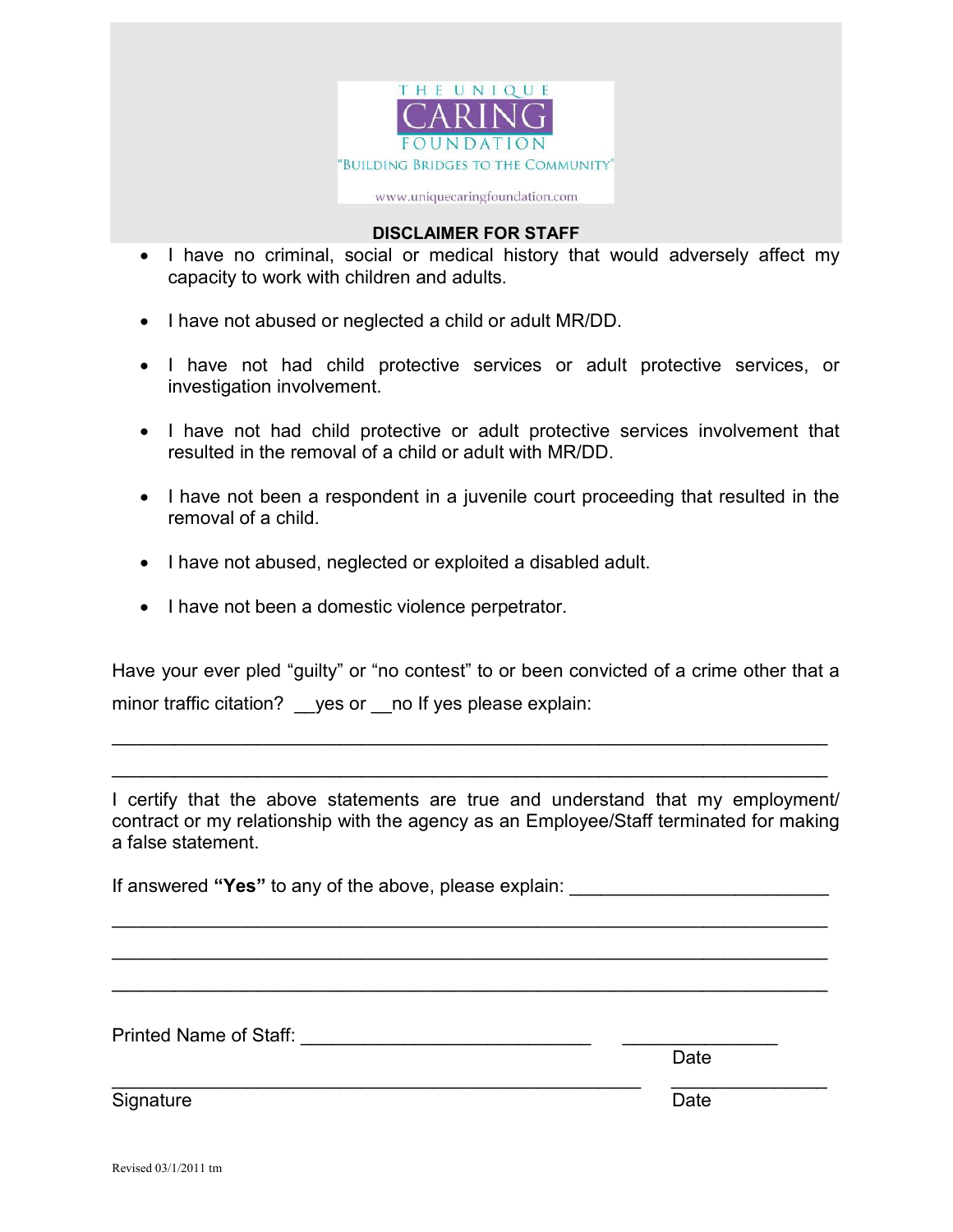THE UNIQUE

CARING

FOUNDATION

"BUILDING BRIDGES TO THE COMMUNITY"

www.uniquecaringfoundation.com

**DISCLAIMER FOR STAFF**

- I have no criminal, social or medical history that would adversely affect my capacity to work with children and adults.
- I have not abused or neglected a child or adult MR/DD.
- I have not had child protective services or adult protective services, or investigation involvement.
- I have not had child protective or adult protective services involvement that resulted in the removal of a child or adult with MR/DD.
- I have not been a respondent in a juvenile court proceeding that resulted in the removal of a child.
- I have not abused, neglected or exploited a disabled adult.
- I have not been a domestic violence perpetrator.

Have your ever pled "guilty" or "no contest" to or been convicted of a crime other that a minor traffic citation? __yes or __no If yes please explain:

_________________________________________________________________

_________________________________________________________________

I certify that the above statements are true and understand that my employment/ contract or my relationship with the agency as an Employee/Staff terminated for making a false statement.

If answered **"Yes"** to any of the above, please explain: ________________________

_________________________________________________________________

_________________________________________________________________

_________________________________________________________________

Printed Name of Staff: ___________________________ _______________
Date

_____________________________________________ _______________
Signature Date

Revised 03/1/2011 tm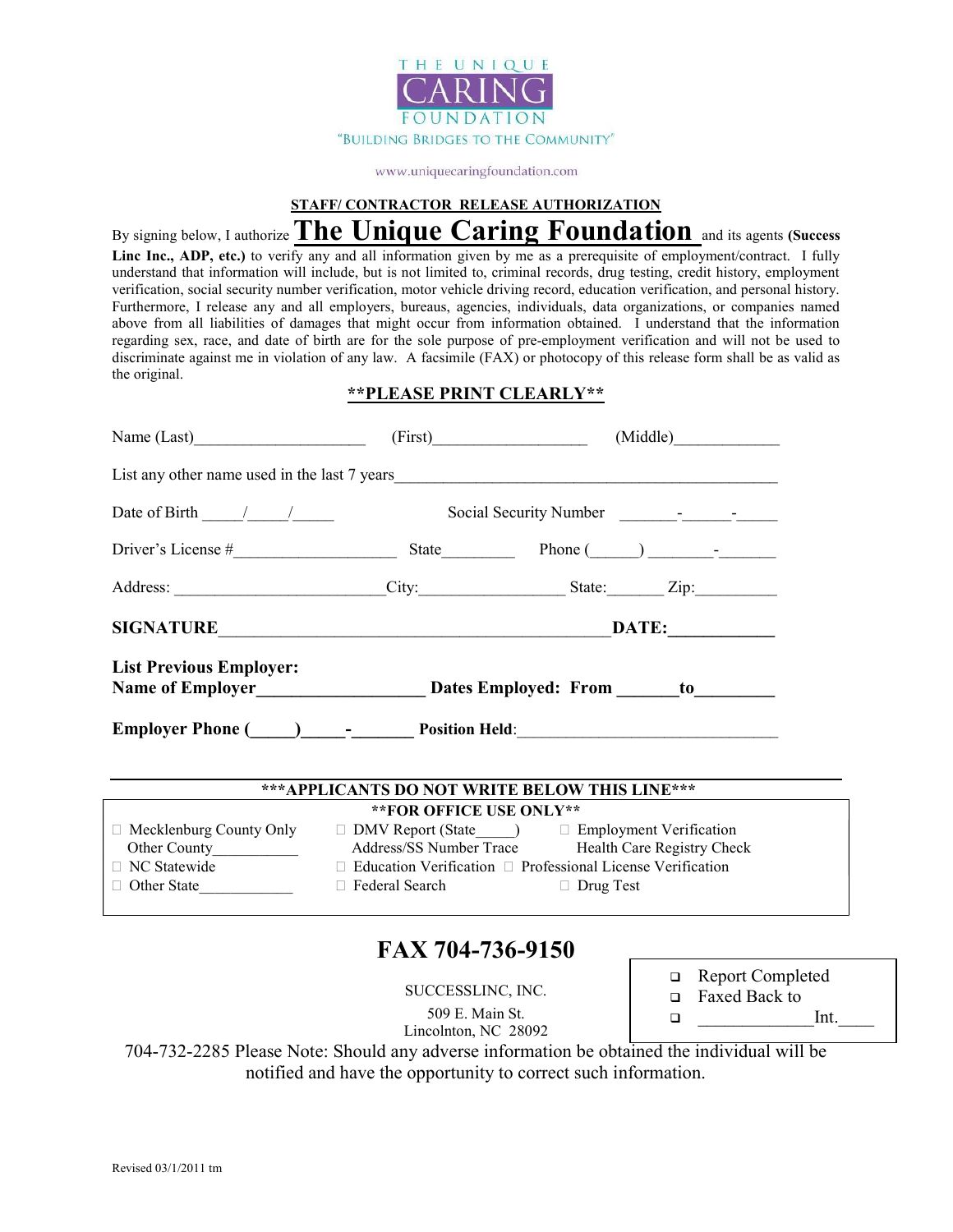THE UNIQUE

CARING

FOUNDATION

"BUILDING BRIDGES TO THE COMMUNITY"

www.uniquecaringfoundation.com

**STAFF/ CONTRACTOR RELEASE AUTHORIZATION**

By signing below, I authorize **The Unique Caring Foundation** and its agents **(Success Linc Inc., ADP, etc.)** to verify any and all information given by me as a prerequisite of employment/contract. I fully understand that information will include, but is not limited to, criminal records, drug testing, credit history, employment verification, social security number verification, motor vehicle driving record, education verification, and personal history. Furthermore, I release any and all employers, bureaus, agencies, individuals, data organizations, or companies named above from all liabilities of damages that might occur from information obtained. I understand that the information regarding sex, race, and date of birth are for the sole purpose of pre-employment verification and will not be used to discriminate against me in violation of any law. A facsimile (FAX) or photocopy of this release form shall be as valid as the original.

**\*\*PLEASE PRINT CLEARLY\*\***

Name (Last)____________________ (First)__________________ (Middle)____________

List any other name used in the last 7 years_____________________________________________

Date of Birth _____/_____/_____ Social Security Number _______-______-_____

Driver's License #___________________ State________ Phone (_____) _______-_______

Address: _________________________City:_________________ State:_______ Zip:__________

**SIGNATURE**_____________________________________________**DATE:**____________

**List Previous Employer:**
**Name of Employer**__________________ **Dates Employed: From** _______**to**_________

**Employer Phone (_____)_____-_______ Position Held**:_______________________________

**\*\*\*APPLICANTS DO NOT WRITE BELOW THIS LINE\*\*\***

**\*\*FOR OFFICE USE ONLY\*\***

- ☐ Mecklenburg County Only
- Other County___________
- ☐ NC Statewide
- ☐ Other State____________
- ☐ DMV Report (State_____)
- Address/SS Number Trace
- ☐ Education Verification
- ☐ Federal Search
- ☐ Employment Verification
- Health Care Registry Check
- ☐ Professional License Verification
- ☐ Drug Test

# FAX 704-736-9150

SUCCESSLINC, INC.
509 E. Main St.
Lincolnton, NC 28092
704-732-2285

- ❑ Report Completed
- ❑ Faxed Back to
- ❑ _____________Int.____

Please Note: Should any adverse information be obtained the individual will be notified and have the opportunity to correct such information.

Revised 03/1/2011 tm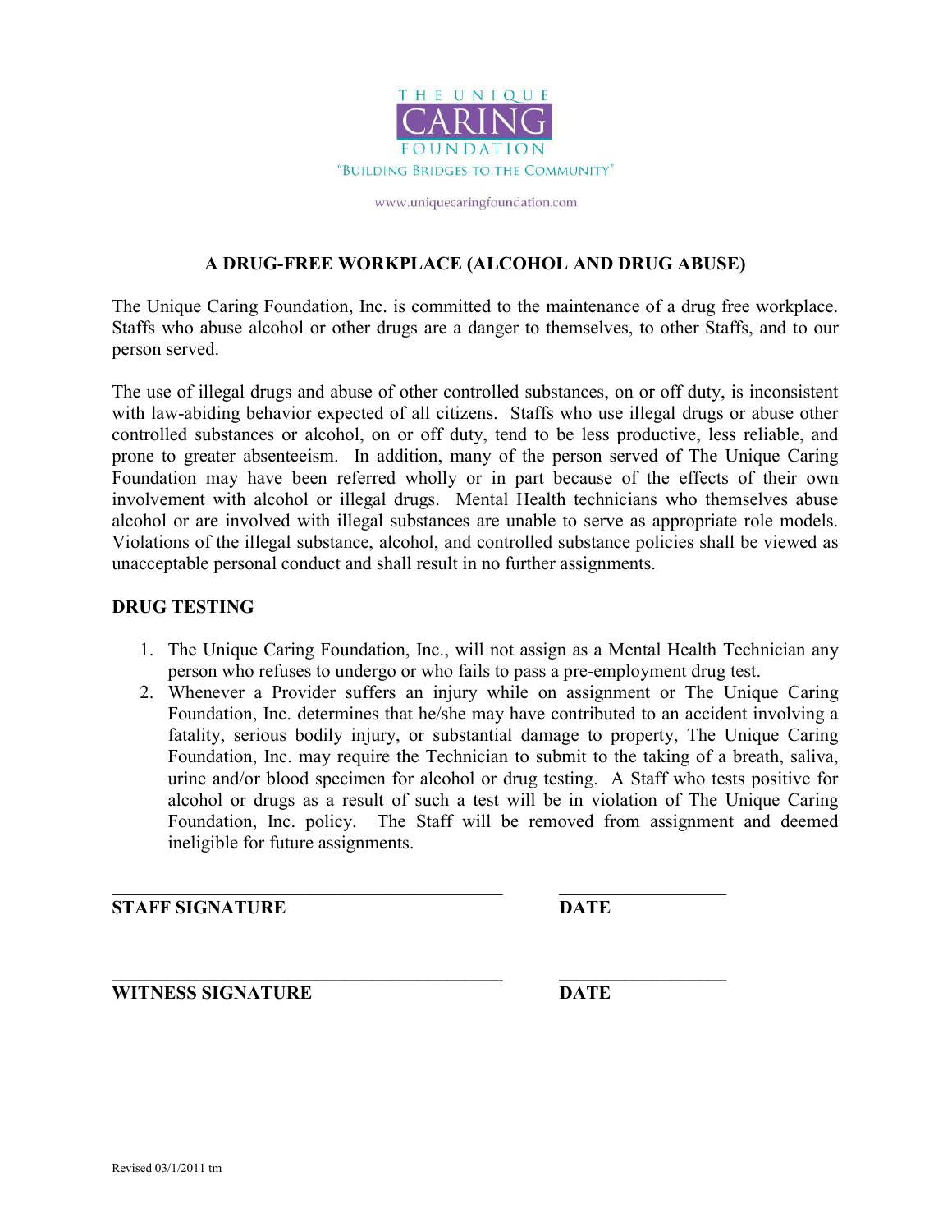THE UNIQUE
CARING
FOUNDATION
"BUILDING BRIDGES TO THE COMMUNITY"

www.uniquecaringfoundation.com

## A DRUG-FREE WORKPLACE (ALCOHOL AND DRUG ABUSE)

The Unique Caring Foundation, Inc. is committed to the maintenance of a drug free workplace. Staffs who abuse alcohol or other drugs are a danger to themselves, to other Staffs, and to our person served.

The use of illegal drugs and abuse of other controlled substances, on or off duty, is inconsistent with law-abiding behavior expected of all citizens. Staffs who use illegal drugs or abuse other controlled substances or alcohol, on or off duty, tend to be less productive, less reliable, and prone to greater absenteeism. In addition, many of the person served of The Unique Caring Foundation may have been referred wholly or in part because of the effects of their own involvement with alcohol or illegal drugs. Mental Health technicians who themselves abuse alcohol or are involved with illegal substances are unable to serve as appropriate role models. Violations of the illegal substance, alcohol, and controlled substance policies shall be viewed as unacceptable personal conduct and shall result in no further assignments.

### DRUG TESTING

1. The Unique Caring Foundation, Inc., will not assign as a Mental Health Technician any person who refuses to undergo or who fails to pass a pre-employment drug test.
2. Whenever a Provider suffers an injury while on assignment or The Unique Caring Foundation, Inc. determines that he/she may have contributed to an accident involving a fatality, serious bodily injury, or substantial damage to property, The Unique Caring Foundation, Inc. may require the Technician to submit to the taking of a breath, saliva, urine and/or blood specimen for alcohol or drug testing. A Staff who tests positive for alcohol or drugs as a result of such a test will be in violation of The Unique Caring Foundation, Inc. policy. The Staff will be removed from assignment and deemed ineligible for future assignments.

\_\_\_\_\_\_\_\_\_\_\_\_\_\_\_\_\_\_\_\_\_\_\_\_\_\_\_\_\_\_\_\_\_\_\_\_\_\_ \_\_\_\_\_\_\_\_\_\_\_\_\_\_\_\_\_\_

**STAFF SIGNATURE** **DATE**

\_\_\_\_\_\_\_\_\_\_\_\_\_\_\_\_\_\_\_\_\_\_\_\_\_\_\_\_\_\_\_\_\_\_\_\_\_\_ \_\_\_\_\_\_\_\_\_\_\_\_\_\_\_\_\_\_

**WITNESS SIGNATURE** **DATE**

Revised 03/1/2011 tm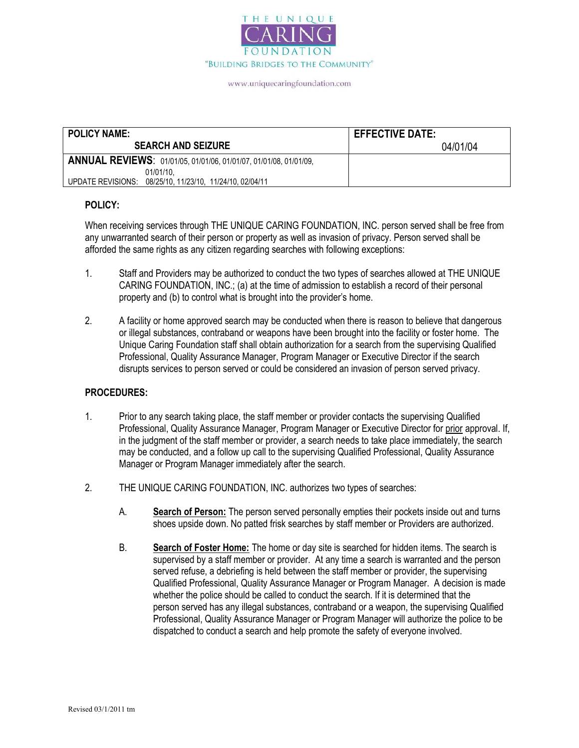THE UNIQUE
CARING
FOUNDATION
"BUILDING BRIDGES TO THE COMMUNITY"

www.uniquecaringfoundation.com

| POLICY NAME: SEARCH AND SEIZURE | EFFECTIVE DATE: 04/01/04 |
|---|---|
| **ANNUAL REVIEWS**: 01/01/05, 01/01/06, 01/01/07, 01/01/08, 01/01/09, 01/01/10, UPDATE REVISIONS: 08/25/10, 11/23/10, 11/24/10, 02/04/11 | |

## POLICY:

When receiving services through THE UNIQUE CARING FOUNDATION, INC. person served shall be free from any unwarranted search of their person or property as well as invasion of privacy. Person served shall be afforded the same rights as any citizen regarding searches with following exceptions:

1. Staff and Providers may be authorized to conduct the two types of searches allowed at THE UNIQUE CARING FOUNDATION, INC.; (a) at the time of admission to establish a record of their personal property and (b) to control what is brought into the provider's home.

2. A facility or home approved search may be conducted when there is reason to believe that dangerous or illegal substances, contraband or weapons have been brought into the facility or foster home. The Unique Caring Foundation staff shall obtain authorization for a search from the supervising Qualified Professional, Quality Assurance Manager, Program Manager or Executive Director if the search disrupts services to person served or could be considered an invasion of person served privacy.

## PROCEDURES:

1. Prior to any search taking place, the staff member or provider contacts the supervising Qualified Professional, Quality Assurance Manager, Program Manager or Executive Director for prior approval. If, in the judgment of the staff member or provider, a search needs to take place immediately, the search may be conducted, and a follow up call to the supervising Qualified Professional, Quality Assurance Manager or Program Manager immediately after the search.

2. THE UNIQUE CARING FOUNDATION, INC. authorizes two types of searches:

   A. **Search of Person:** The person served personally empties their pockets inside out and turns shoes upside down. No patted frisk searches by staff member or Providers are authorized.

   B. **Search of Foster Home:** The home or day site is searched for hidden items. The search is supervised by a staff member or provider. At any time a search is warranted and the person served refuse, a debriefing is held between the staff member or provider, the supervising Qualified Professional, Quality Assurance Manager or Program Manager. A decision is made whether the police should be called to conduct the search. If it is determined that the person served has any illegal substances, contraband or a weapon, the supervising Qualified Professional, Quality Assurance Manager or Program Manager will authorize the police to be dispatched to conduct a search and help promote the safety of everyone involved.

Revised 03/1/2011 tm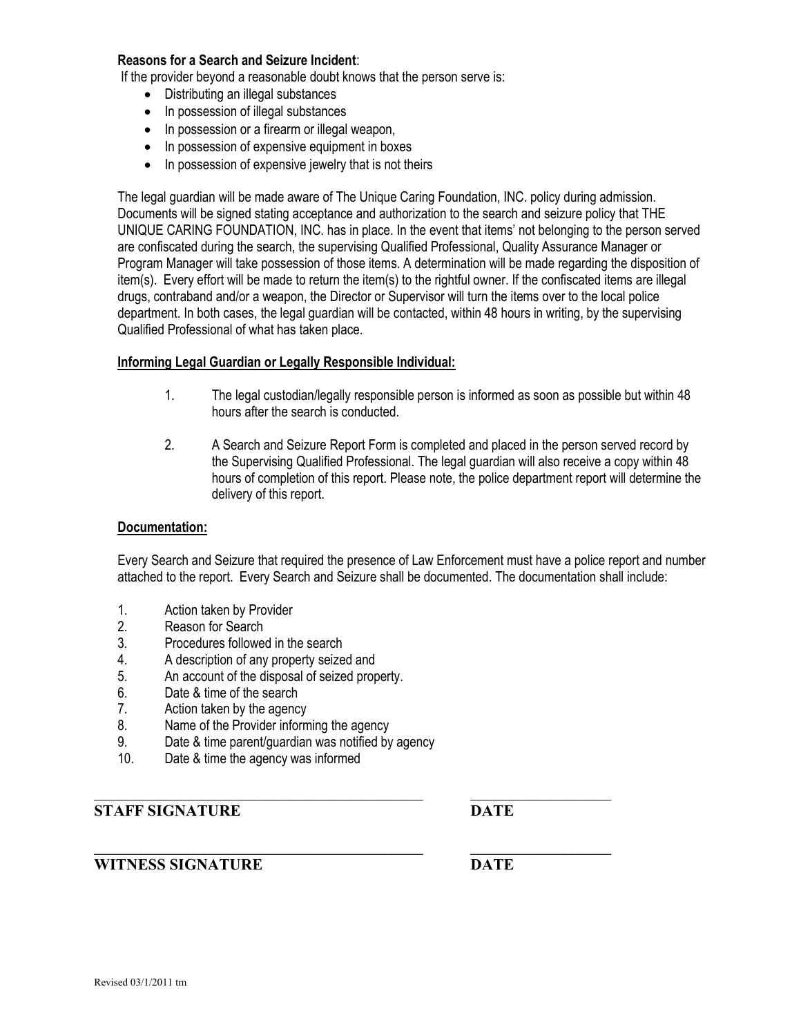**Reasons for a Search and Seizure Incident**:

If the provider beyond a reasonable doubt knows that the person serve is:

- Distributing an illegal substances
- In possession of illegal substances
- In possession or a firearm or illegal weapon,
- In possession of expensive equipment in boxes
- In possession of expensive jewelry that is not theirs

The legal guardian will be made aware of The Unique Caring Foundation, INC. policy during admission. Documents will be signed stating acceptance and authorization to the search and seizure policy that THE UNIQUE CARING FOUNDATION, INC. has in place. In the event that items' not belonging to the person served are confiscated during the search, the supervising Qualified Professional, Quality Assurance Manager or Program Manager will take possession of those items. A determination will be made regarding the disposition of item(s). Every effort will be made to return the item(s) to the rightful owner. If the confiscated items are illegal drugs, contraband and/or a weapon, the Director or Supervisor will turn the items over to the local police department. In both cases, the legal guardian will be contacted, within 48 hours in writing, by the supervising Qualified Professional of what has taken place.

**Informing Legal Guardian or Legally Responsible Individual:**

1. The legal custodian/legally responsible person is informed as soon as possible but within 48 hours after the search is conducted.
2. A Search and Seizure Report Form is completed and placed in the person served record by the Supervising Qualified Professional. The legal guardian will also receive a copy within 48 hours of completion of this report. Please note, the police department report will determine the delivery of this report.

**Documentation:**

Every Search and Seizure that required the presence of Law Enforcement must have a police report and number attached to the report. Every Search and Seizure shall be documented. The documentation shall include:

1. Action taken by Provider
2. Reason for Search
3. Procedures followed in the search
4. A description of any property seized and
5. An account of the disposal of seized property.
6. Date & time of the search
7. Action taken by the agency
8. Name of the Provider informing the agency
9. Date & time parent/guardian was notified by agency
10. Date & time the agency was informed

\_\_\_\_\_\_\_\_\_\_\_\_\_\_\_\_\_\_\_\_\_\_\_\_\_\_\_\_\_\_\_\_\_\_\_\_\_\_\_\_\_\_\_\_ \_\_\_\_\_\_\_\_\_\_\_\_\_\_\_\_\_\_\_\_

**STAFF SIGNATURE** **DATE**

\_\_\_\_\_\_\_\_\_\_\_\_\_\_\_\_\_\_\_\_\_\_\_\_\_\_\_\_\_\_\_\_\_\_\_\_\_\_\_\_\_\_\_\_ \_\_\_\_\_\_\_\_\_\_\_\_\_\_\_\_\_\_\_\_

**WITNESS SIGNATURE** **DATE**

Revised 03/1/2011 tm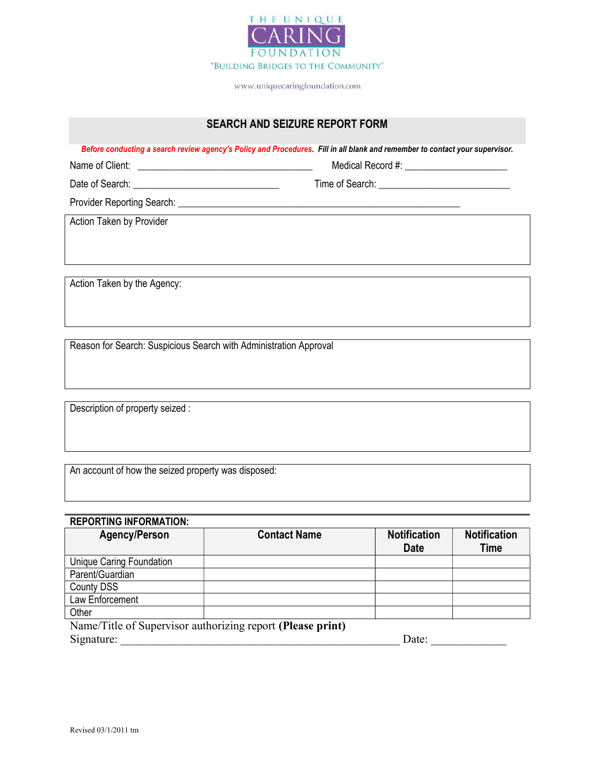THE UNIQUE
CARING
FOUNDATION
"BUILDING BRIDGES TO THE COMMUNITY"

www.uniquecaringfoundation.com

## SEARCH AND SEIZURE REPORT FORM

*Before conducting a search review agency's Policy and Procedures. Fill in all blank and remember to contact your supervisor.*

Name of Client: ___________________________________ Medical Record #: ____________________

Date of Search: ______________________________ Time of Search: ___________________________

Provider Reporting Search: ________________________________________________________

Action Taken by Provider

Action Taken by the Agency:

Reason for Search: Suspicious Search with Administration Approval

Description of property seized :

An account of how the seized property was disposed:

**REPORTING INFORMATION:**

| Agency/Person | Contact Name | Notification Date | Notification Time |
|---|---|---|---|
| Unique Caring Foundation | | | |
| Parent/Guardian | | | |
| County DSS | | | |
| Law Enforcement | | | |
| Other | | | |

Name/Title of Supervisor authorizing report **(Please print)**

Signature: _______________________________________________ Date: _____________

Revised 03/1/2011 tm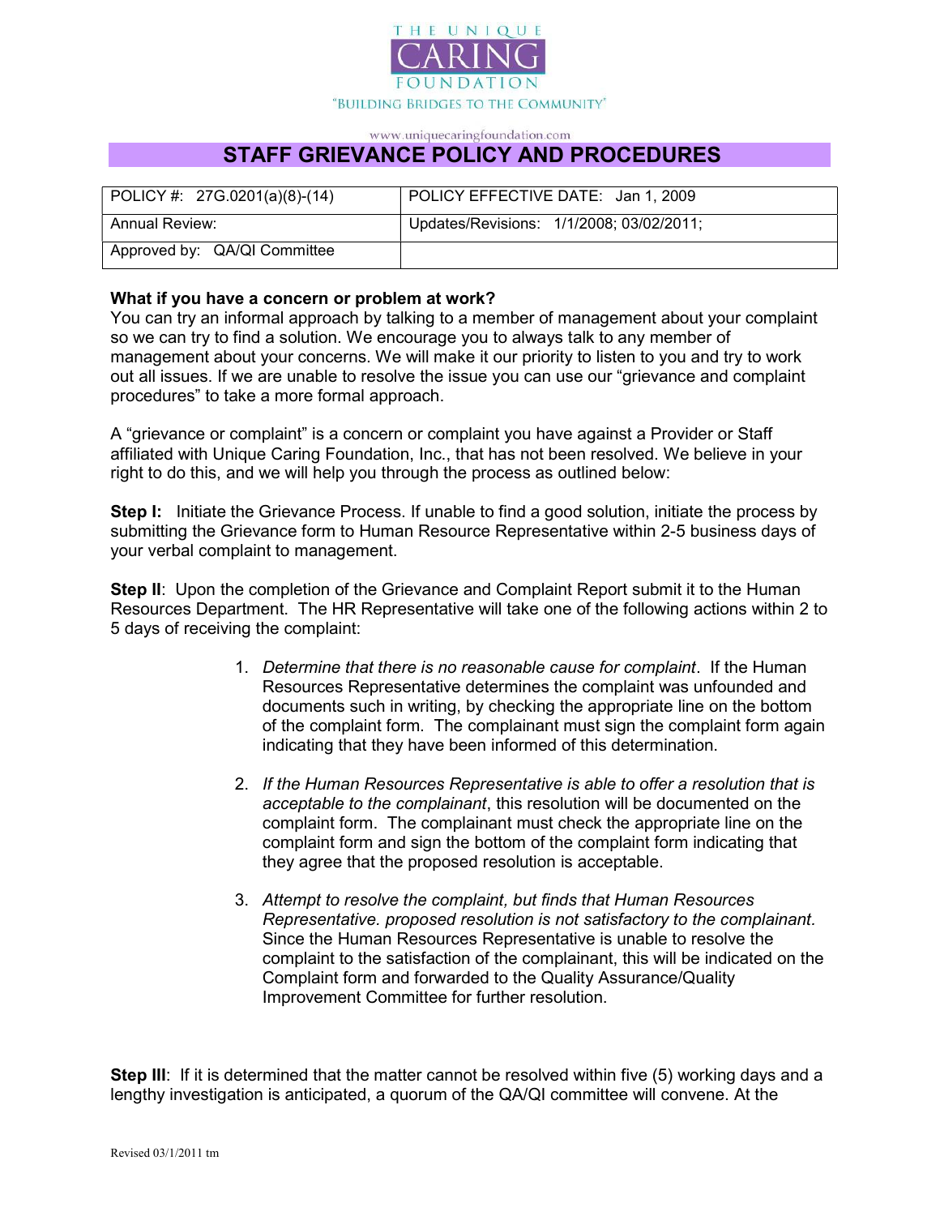THE UNIQUE CARING FOUNDATION

"BUILDING BRIDGES TO THE COMMUNITY"

www.uniquecaringfoundation.com

# STAFF GRIEVANCE POLICY AND PROCEDURES

| POLICY #: 27G.0201(a)(8)-(14) | POLICY EFFECTIVE DATE: Jan 1, 2009 |
|---|---|
| Annual Review: | Updates/Revisions: 1/1/2008; 03/02/2011; |
| Approved by: QA/QI Committee | |

**What if you have a concern or problem at work?**
You can try an informal approach by talking to a member of management about your complaint so we can try to find a solution. We encourage you to always talk to any member of management about your concerns. We will make it our priority to listen to you and try to work out all issues. If we are unable to resolve the issue you can use our "grievance and complaint procedures" to take a more formal approach.

A "grievance or complaint" is a concern or complaint you have against a Provider or Staff affiliated with Unique Caring Foundation, Inc., that has not been resolved. We believe in your right to do this, and we will help you through the process as outlined below:

**Step I:** Initiate the Grievance Process. If unable to find a good solution, initiate the process by submitting the Grievance form to Human Resource Representative within 2-5 business days of your verbal complaint to management.

**Step II**: Upon the completion of the Grievance and Complaint Report submit it to the Human Resources Department. The HR Representative will take one of the following actions within 2 to 5 days of receiving the complaint:

1. *Determine that there is no reasonable cause for complaint*. If the Human Resources Representative determines the complaint was unfounded and documents such in writing, by checking the appropriate line on the bottom of the complaint form. The complainant must sign the complaint form again indicating that they have been informed of this determination.

2. *If the Human Resources Representative is able to offer a resolution that is acceptable to the complainant*, this resolution will be documented on the complaint form. The complainant must check the appropriate line on the complaint form and sign the bottom of the complaint form indicating that they agree that the proposed resolution is acceptable.

3. *Attempt to resolve the complaint, but finds that Human Resources Representative. proposed resolution is not satisfactory to the complainant.* Since the Human Resources Representative is unable to resolve the complaint to the satisfaction of the complainant, this will be indicated on the Complaint form and forwarded to the Quality Assurance/Quality Improvement Committee for further resolution.

**Step III**: If it is determined that the matter cannot be resolved within five (5) working days and a lengthy investigation is anticipated, a quorum of the QA/QI committee will convene. At the

Revised 03/1/2011 tm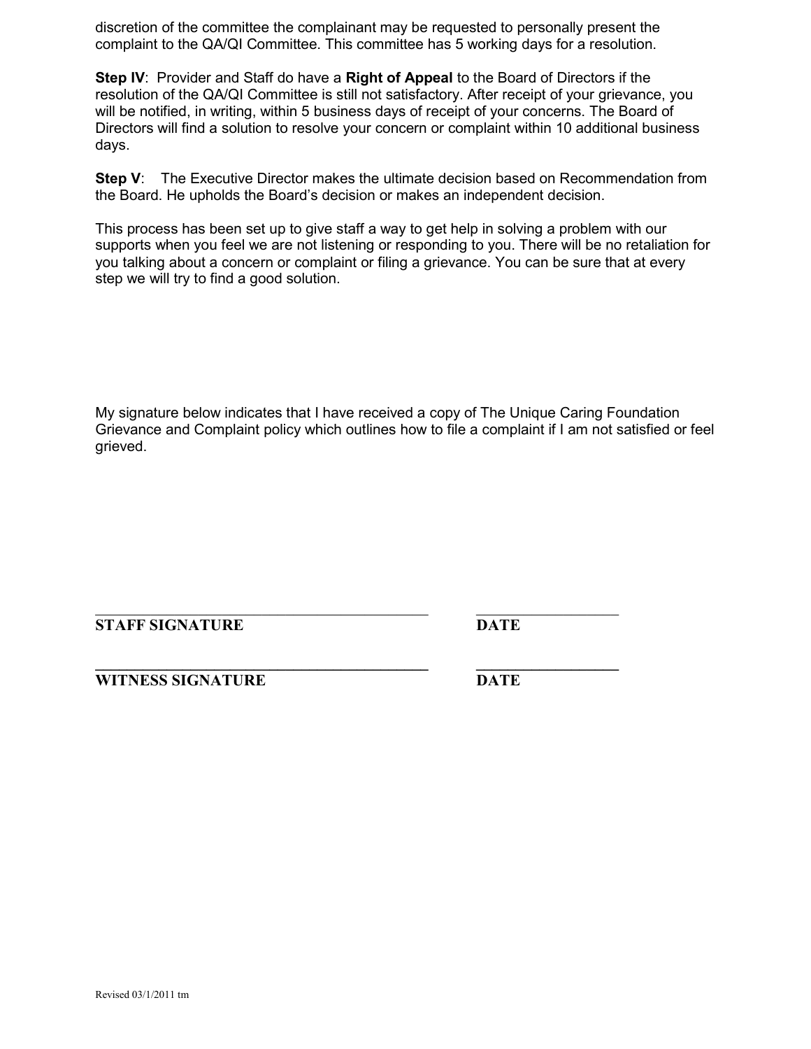discretion of the committee the complainant may be requested to personally present the complaint to the QA/QI Committee. This committee has 5 working days for a resolution.

**Step IV**: Provider and Staff do have a **Right of Appeal** to the Board of Directors if the resolution of the QA/QI Committee is still not satisfactory. After receipt of your grievance, you will be notified, in writing, within 5 business days of receipt of your concerns. The Board of Directors will find a solution to resolve your concern or complaint within 10 additional business days.

**Step V**: The Executive Director makes the ultimate decision based on Recommendation from the Board. He upholds the Board's decision or makes an independent decision.

This process has been set up to give staff a way to get help in solving a problem with our supports when you feel we are not listening or responding to you. There will be no retaliation for you talking about a concern or complaint or filing a grievance. You can be sure that at every step we will try to find a good solution.

My signature below indicates that I have received a copy of The Unique Caring Foundation Grievance and Complaint policy which outlines how to file a complaint if I am not satisfied or feel grieved.

\_\_\_\_\_\_\_\_\_\_\_\_\_\_\_\_\_\_\_\_\_\_\_\_\_\_\_\_\_\_\_\_\_\_\_\_\_\_\_\_ \_\_\_\_\_\_\_\_\_\_\_\_\_\_\_\_\_\_
**STAFF SIGNATURE** **DATE**

\_\_\_\_\_\_\_\_\_\_\_\_\_\_\_\_\_\_\_\_\_\_\_\_\_\_\_\_\_\_\_\_\_\_\_\_\_\_\_\_ \_\_\_\_\_\_\_\_\_\_\_\_\_\_\_\_\_\_
**WITNESS SIGNATURE** **DATE**

Revised 03/1/2011 tm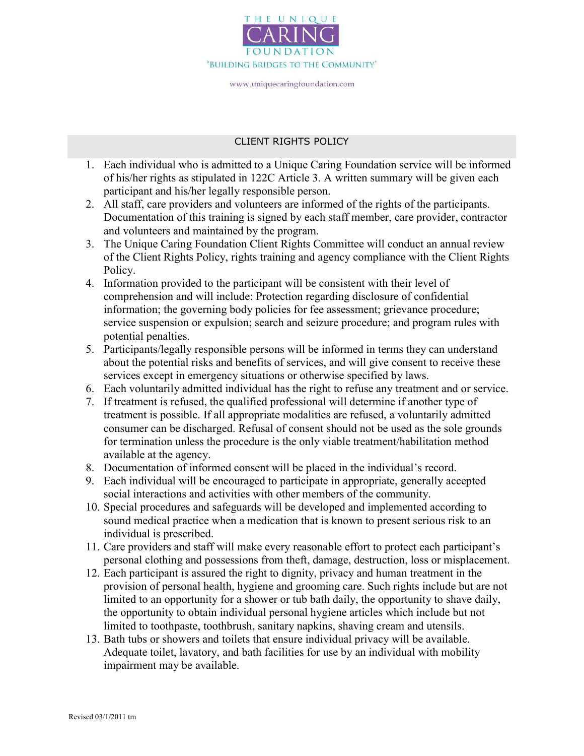THE UNIQUE
CARING
FOUNDATION
"BUILDING BRIDGES TO THE COMMUNITY"

www.uniquecaringfoundation.com

## CLIENT RIGHTS POLICY

1. Each individual who is admitted to a Unique Caring Foundation service will be informed of his/her rights as stipulated in 122C Article 3. A written summary will be given each participant and his/her legally responsible person.
2. All staff, care providers and volunteers are informed of the rights of the participants. Documentation of this training is signed by each staff member, care provider, contractor and volunteers and maintained by the program.
3. The Unique Caring Foundation Client Rights Committee will conduct an annual review of the Client Rights Policy, rights training and agency compliance with the Client Rights Policy.
4. Information provided to the participant will be consistent with their level of comprehension and will include: Protection regarding disclosure of confidential information; the governing body policies for fee assessment; grievance procedure; service suspension or expulsion; search and seizure procedure; and program rules with potential penalties.
5. Participants/legally responsible persons will be informed in terms they can understand about the potential risks and benefits of services, and will give consent to receive these services except in emergency situations or otherwise specified by laws.
6. Each voluntarily admitted individual has the right to refuse any treatment and or service.
7. If treatment is refused, the qualified professional will determine if another type of treatment is possible. If all appropriate modalities are refused, a voluntarily admitted consumer can be discharged. Refusal of consent should not be used as the sole grounds for termination unless the procedure is the only viable treatment/habilitation method available at the agency.
8. Documentation of informed consent will be placed in the individual's record.
9. Each individual will be encouraged to participate in appropriate, generally accepted social interactions and activities with other members of the community.
10. Special procedures and safeguards will be developed and implemented according to sound medical practice when a medication that is known to present serious risk to an individual is prescribed.
11. Care providers and staff will make every reasonable effort to protect each participant's personal clothing and possessions from theft, damage, destruction, loss or misplacement.
12. Each participant is assured the right to dignity, privacy and human treatment in the provision of personal health, hygiene and grooming care. Such rights include but are not limited to an opportunity for a shower or tub bath daily, the opportunity to shave daily, the opportunity to obtain individual personal hygiene articles which include but not limited to toothpaste, toothbrush, sanitary napkins, shaving cream and utensils.
13. Bath tubs or showers and toilets that ensure individual privacy will be available. Adequate toilet, lavatory, and bath facilities for use by an individual with mobility impairment may be available.

Revised 03/1/2011 tm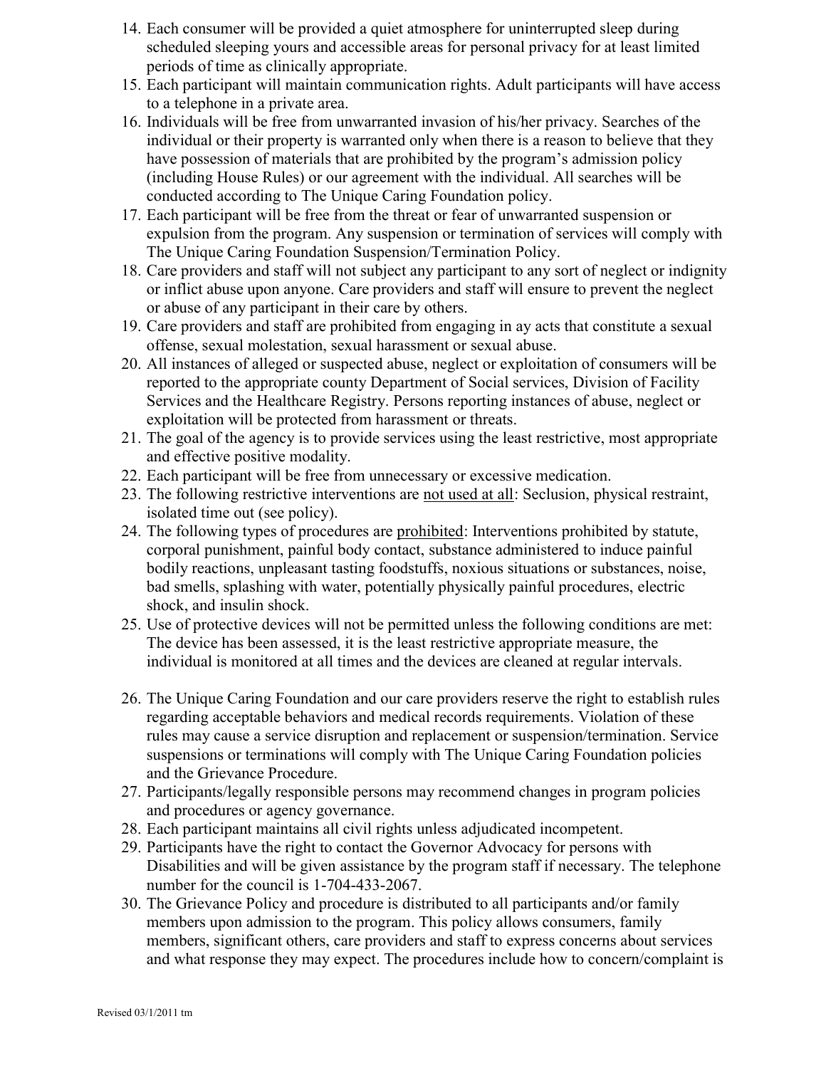14. Each consumer will be provided a quiet atmosphere for uninterrupted sleep during scheduled sleeping yours and accessible areas for personal privacy for at least limited periods of time as clinically appropriate.
15. Each participant will maintain communication rights. Adult participants will have access to a telephone in a private area.
16. Individuals will be free from unwarranted invasion of his/her privacy. Searches of the individual or their property is warranted only when there is a reason to believe that they have possession of materials that are prohibited by the program's admission policy (including House Rules) or our agreement with the individual. All searches will be conducted according to The Unique Caring Foundation policy.
17. Each participant will be free from the threat or fear of unwarranted suspension or expulsion from the program. Any suspension or termination of services will comply with The Unique Caring Foundation Suspension/Termination Policy.
18. Care providers and staff will not subject any participant to any sort of neglect or indignity or inflict abuse upon anyone. Care providers and staff will ensure to prevent the neglect or abuse of any participant in their care by others.
19. Care providers and staff are prohibited from engaging in ay acts that constitute a sexual offense, sexual molestation, sexual harassment or sexual abuse.
20. All instances of alleged or suspected abuse, neglect or exploitation of consumers will be reported to the appropriate county Department of Social services, Division of Facility Services and the Healthcare Registry. Persons reporting instances of abuse, neglect or exploitation will be protected from harassment or threats.
21. The goal of the agency is to provide services using the least restrictive, most appropriate and effective positive modality.
22. Each participant will be free from unnecessary or excessive medication.
23. The following restrictive interventions are <u>not used at all</u>: Seclusion, physical restraint, isolated time out (see policy).
24. The following types of procedures are <u>prohibited</u>: Interventions prohibited by statute, corporal punishment, painful body contact, substance administered to induce painful bodily reactions, unpleasant tasting foodstuffs, noxious situations or substances, noise, bad smells, splashing with water, potentially physically painful procedures, electric shock, and insulin shock.
25. Use of protective devices will not be permitted unless the following conditions are met: The device has been assessed, it is the least restrictive appropriate measure, the individual is monitored at all times and the devices are cleaned at regular intervals.
26. The Unique Caring Foundation and our care providers reserve the right to establish rules regarding acceptable behaviors and medical records requirements. Violation of these rules may cause a service disruption and replacement or suspension/termination. Service suspensions or terminations will comply with The Unique Caring Foundation policies and the Grievance Procedure.
27. Participants/legally responsible persons may recommend changes in program policies and procedures or agency governance.
28. Each participant maintains all civil rights unless adjudicated incompetent.
29. Participants have the right to contact the Governor Advocacy for persons with Disabilities and will be given assistance by the program staff if necessary. The telephone number for the council is 1-704-433-2067.
30. The Grievance Policy and procedure is distributed to all participants and/or family members upon admission to the program. This policy allows consumers, family members, significant others, care providers and staff to express concerns about services and what response they may expect. The procedures include how to concern/complaint is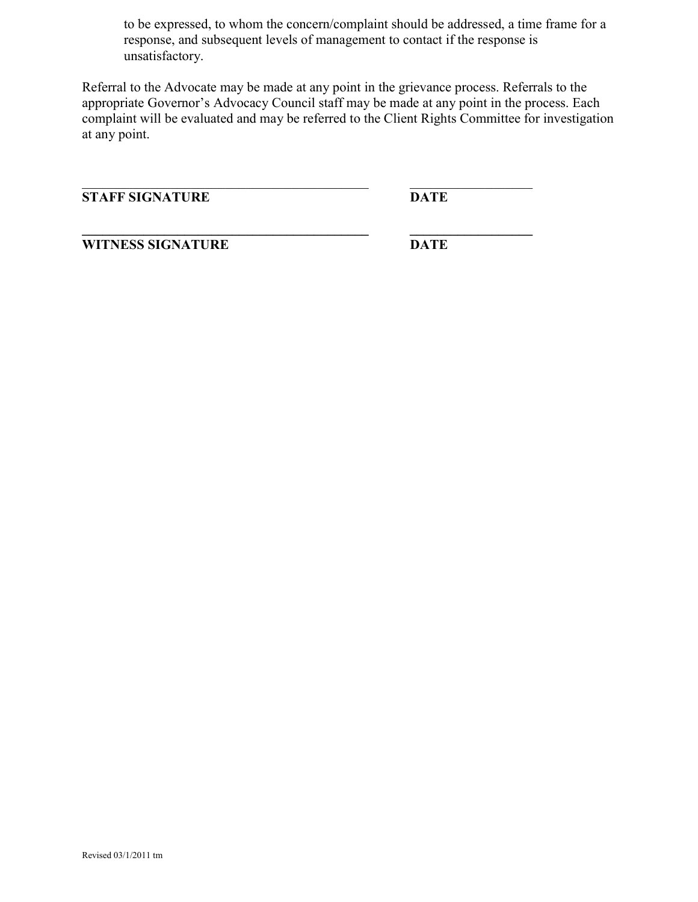to be expressed, to whom the concern/complaint should be addressed, a time frame for a response, and subsequent levels of management to contact if the response is unsatisfactory.

Referral to the Advocate may be made at any point in the grievance process. Referrals to the appropriate Governor's Advocacy Council staff may be made at any point in the process. Each complaint will be evaluated and may be referred to the Client Rights Committee for investigation at any point.

\_\_\_\_\_\_\_\_\_\_\_\_\_\_\_\_\_\_\_\_\_\_\_\_\_\_\_\_\_\_\_\_\_\_\_\_\_\_\_\_\_\_ \_\_\_\_\_\_\_\_\_\_\_\_\_\_\_\_\_\_
**STAFF SIGNATURE** **DATE**

\_\_\_\_\_\_\_\_\_\_\_\_\_\_\_\_\_\_\_\_\_\_\_\_\_\_\_\_\_\_\_\_\_\_\_\_\_\_\_\_\_\_ \_\_\_\_\_\_\_\_\_\_\_\_\_\_\_\_\_\_
**WITNESS SIGNATURE** **DATE**

Revised 03/1/2011 tm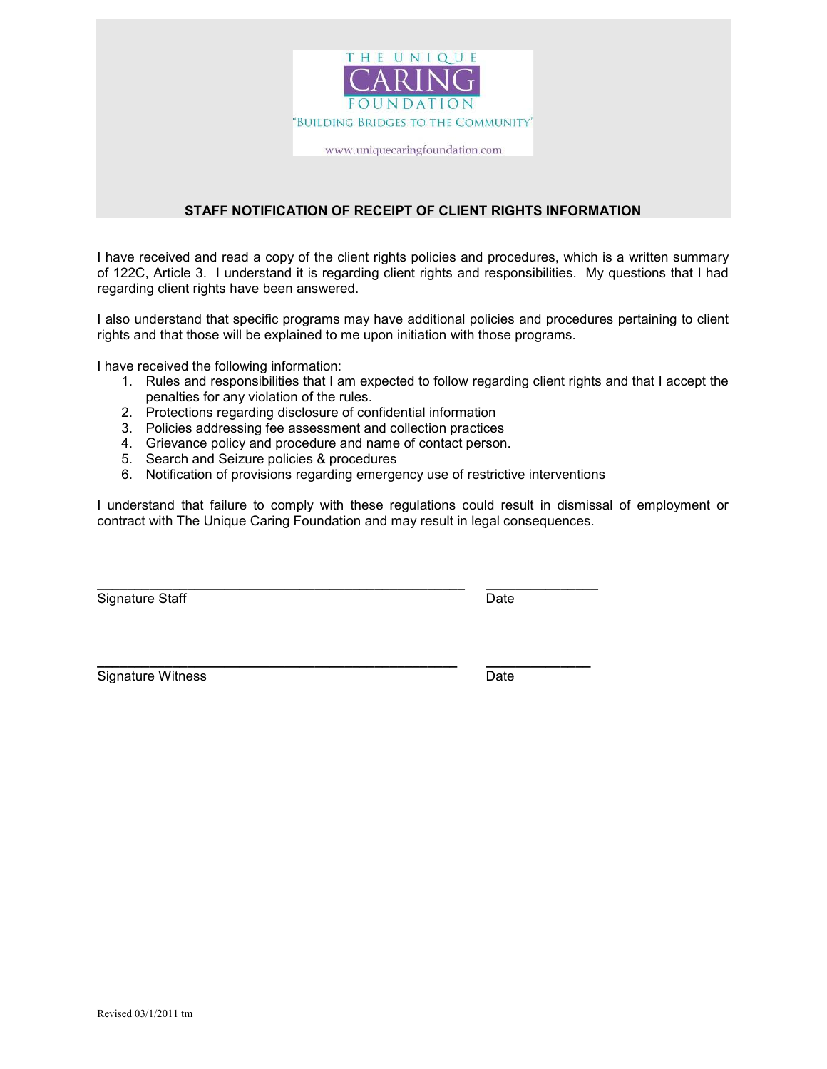THE UNIQUE
CARING
FOUNDATION
"BUILDING BRIDGES TO THE COMMUNITY"

www.uniquecaringfoundation.com

## STAFF NOTIFICATION OF RECEIPT OF CLIENT RIGHTS INFORMATION

I have received and read a copy of the client rights policies and procedures, which is a written summary of 122C, Article 3. I understand it is regarding client rights and responsibilities. My questions that I had regarding client rights have been answered.

I also understand that specific programs may have additional policies and procedures pertaining to client rights and that those will be explained to me upon initiation with those programs.

I have received the following information:

1. Rules and responsibilities that I am expected to follow regarding client rights and that I accept the penalties for any violation of the rules.
2. Protections regarding disclosure of confidential information
3. Policies addressing fee assessment and collection practices
4. Grievance policy and procedure and name of contact person.
5. Search and Seizure policies & procedures
6. Notification of provisions regarding emergency use of restrictive interventions

I understand that failure to comply with these regulations could result in dismissal of employment or contract with The Unique Caring Foundation and may result in legal consequences.

_______________________________________________ _______________
Signature Staff Date

_______________________________________________ _______________
Signature Witness Date

Revised 03/1/2011 tm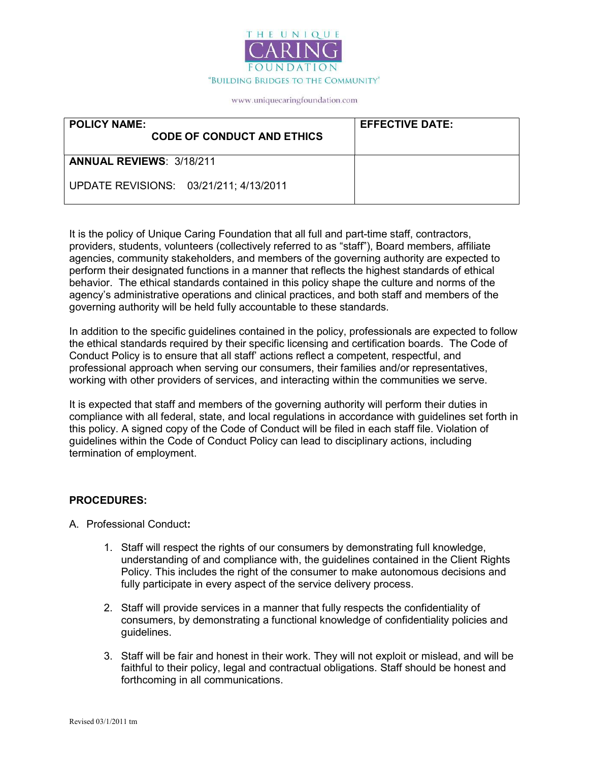THE UNIQUE CARING FOUNDATION

"BUILDING BRIDGES TO THE COMMUNITY"

www.uniquecaringfoundation.com

| **POLICY NAME:** **CODE OF CONDUCT AND ETHICS** | **EFFECTIVE DATE:** |
|---|---|
| **ANNUAL REVIEWS**: 3/18/211<br><br>UPDATE REVISIONS: 03/21/211; 4/13/2011 | |

It is the policy of Unique Caring Foundation that all full and part-time staff, contractors, providers, students, volunteers (collectively referred to as "staff"), Board members, affiliate agencies, community stakeholders, and members of the governing authority are expected to perform their designated functions in a manner that reflects the highest standards of ethical behavior. The ethical standards contained in this policy shape the culture and norms of the agency's administrative operations and clinical practices, and both staff and members of the governing authority will be held fully accountable to these standards.

In addition to the specific guidelines contained in the policy, professionals are expected to follow the ethical standards required by their specific licensing and certification boards. The Code of Conduct Policy is to ensure that all staff' actions reflect a competent, respectful, and professional approach when serving our consumers, their families and/or representatives, working with other providers of services, and interacting within the communities we serve.

It is expected that staff and members of the governing authority will perform their duties in compliance with all federal, state, and local regulations in accordance with guidelines set forth in this policy. A signed copy of the Code of Conduct will be filed in each staff file. Violation of guidelines within the Code of Conduct Policy can lead to disciplinary actions, including termination of employment.

**PROCEDURES:**

A. Professional Conduct**:**

1. Staff will respect the rights of our consumers by demonstrating full knowledge, understanding of and compliance with, the guidelines contained in the Client Rights Policy. This includes the right of the consumer to make autonomous decisions and fully participate in every aspect of the service delivery process.

2. Staff will provide services in a manner that fully respects the confidentiality of consumers, by demonstrating a functional knowledge of confidentiality policies and guidelines.

3. Staff will be fair and honest in their work. They will not exploit or mislead, and will be faithful to their policy, legal and contractual obligations. Staff should be honest and forthcoming in all communications.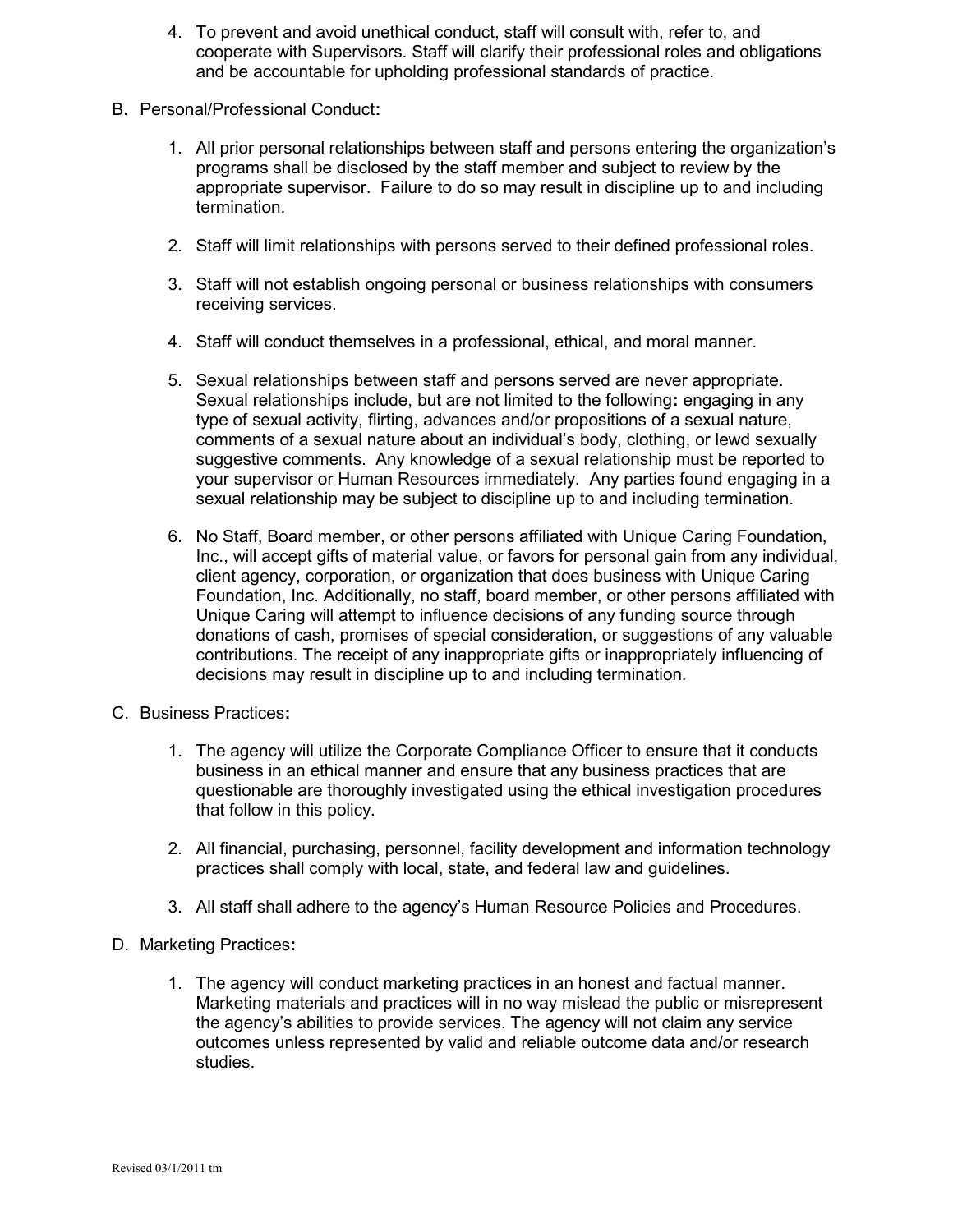4. To prevent and avoid unethical conduct, staff will consult with, refer to, and cooperate with Supervisors. Staff will clarify their professional roles and obligations and be accountable for upholding professional standards of practice.

B. Personal/Professional Conduct**:**

1. All prior personal relationships between staff and persons entering the organization's programs shall be disclosed by the staff member and subject to review by the appropriate supervisor. Failure to do so may result in discipline up to and including termination.

2. Staff will limit relationships with persons served to their defined professional roles.

3. Staff will not establish ongoing personal or business relationships with consumers receiving services.

4. Staff will conduct themselves in a professional, ethical, and moral manner.

5. Sexual relationships between staff and persons served are never appropriate. Sexual relationships include, but are not limited to the following**:** engaging in any type of sexual activity, flirting, advances and/or propositions of a sexual nature, comments of a sexual nature about an individual's body, clothing, or lewd sexually suggestive comments. Any knowledge of a sexual relationship must be reported to your supervisor or Human Resources immediately. Any parties found engaging in a sexual relationship may be subject to discipline up to and including termination.

6. No Staff, Board member, or other persons affiliated with Unique Caring Foundation, Inc., will accept gifts of material value, or favors for personal gain from any individual, client agency, corporation, or organization that does business with Unique Caring Foundation, Inc. Additionally, no staff, board member, or other persons affiliated with Unique Caring will attempt to influence decisions of any funding source through donations of cash, promises of special consideration, or suggestions of any valuable contributions. The receipt of any inappropriate gifts or inappropriately influencing of decisions may result in discipline up to and including termination.

C. Business Practices**:**

1. The agency will utilize the Corporate Compliance Officer to ensure that it conducts business in an ethical manner and ensure that any business practices that are questionable are thoroughly investigated using the ethical investigation procedures that follow in this policy.

2. All financial, purchasing, personnel, facility development and information technology practices shall comply with local, state, and federal law and guidelines.

3. All staff shall adhere to the agency's Human Resource Policies and Procedures.

D. Marketing Practices**:**

1. The agency will conduct marketing practices in an honest and factual manner. Marketing materials and practices will in no way mislead the public or misrepresent the agency's abilities to provide services. The agency will not claim any service outcomes unless represented by valid and reliable outcome data and/or research studies.

Revised 03/1/2011 tm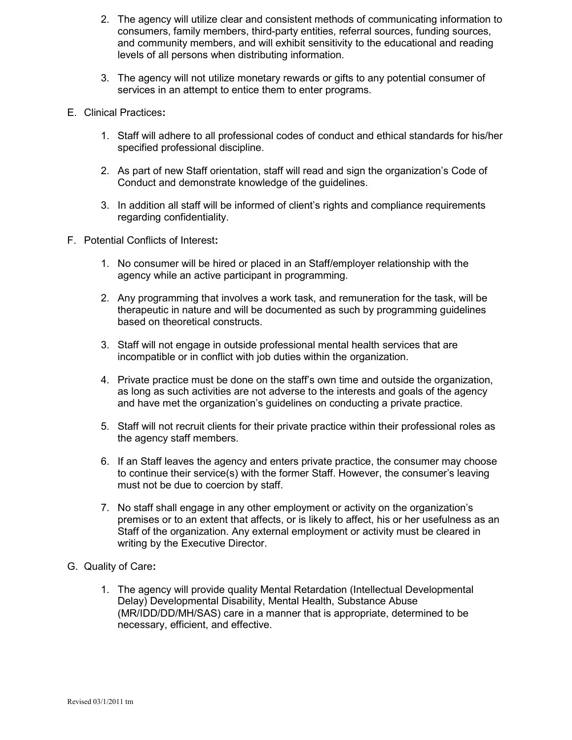2. The agency will utilize clear and consistent methods of communicating information to consumers, family members, third-party entities, referral sources, funding sources, and community members, and will exhibit sensitivity to the educational and reading levels of all persons when distributing information.

3. The agency will not utilize monetary rewards or gifts to any potential consumer of services in an attempt to entice them to enter programs.

E. Clinical Practices**:**

1. Staff will adhere to all professional codes of conduct and ethical standards for his/her specified professional discipline.

2. As part of new Staff orientation, staff will read and sign the organization's Code of Conduct and demonstrate knowledge of the guidelines.

3. In addition all staff will be informed of client's rights and compliance requirements regarding confidentiality.

F. Potential Conflicts of Interest**:**

1. No consumer will be hired or placed in an Staff/employer relationship with the agency while an active participant in programming.

2. Any programming that involves a work task, and remuneration for the task, will be therapeutic in nature and will be documented as such by programming guidelines based on theoretical constructs.

3. Staff will not engage in outside professional mental health services that are incompatible or in conflict with job duties within the organization.

4. Private practice must be done on the staff's own time and outside the organization, as long as such activities are not adverse to the interests and goals of the agency and have met the organization's guidelines on conducting a private practice.

5. Staff will not recruit clients for their private practice within their professional roles as the agency staff members.

6. If an Staff leaves the agency and enters private practice, the consumer may choose to continue their service(s) with the former Staff. However, the consumer's leaving must not be due to coercion by staff.

7. No staff shall engage in any other employment or activity on the organization's premises or to an extent that affects, or is likely to affect, his or her usefulness as an Staff of the organization. Any external employment or activity must be cleared in writing by the Executive Director.

G. Quality of Care**:**

1. The agency will provide quality Mental Retardation (Intellectual Developmental Delay) Developmental Disability, Mental Health, Substance Abuse (MR/IDD/DD/MH/SAS) care in a manner that is appropriate, determined to be necessary, efficient, and effective.

Revised 03/1/2011 tm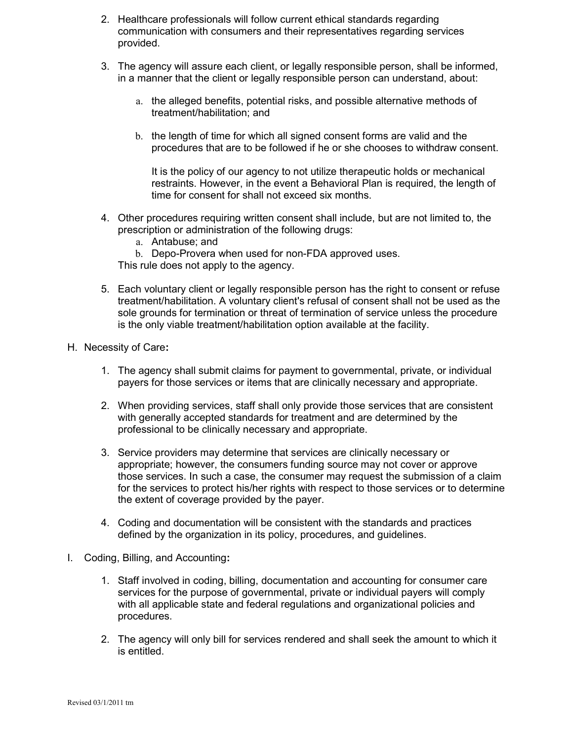2. Healthcare professionals will follow current ethical standards regarding communication with consumers and their representatives regarding services provided.

3. The agency will assure each client, or legally responsible person, shall be informed, in a manner that the client or legally responsible person can understand, about:

   a. the alleged benefits, potential risks, and possible alternative methods of treatment/habilitation; and

   b. the length of time for which all signed consent forms are valid and the procedures that are to be followed if he or she chooses to withdraw consent.

      It is the policy of our agency to not utilize therapeutic holds or mechanical restraints. However, in the event a Behavioral Plan is required, the length of time for consent for shall not exceed six months.

4. Other procedures requiring written consent shall include, but are not limited to, the prescription or administration of the following drugs:
   a. Antabuse; and
   b. Depo-Provera when used for non-FDA approved uses.

   This rule does not apply to the agency.

5. Each voluntary client or legally responsible person has the right to consent or refuse treatment/habilitation. A voluntary client's refusal of consent shall not be used as the sole grounds for termination or threat of termination of service unless the procedure is the only viable treatment/habilitation option available at the facility.

H. Necessity of Care**:**

1. The agency shall submit claims for payment to governmental, private, or individual payers for those services or items that are clinically necessary and appropriate.

2. When providing services, staff shall only provide those services that are consistent with generally accepted standards for treatment and are determined by the professional to be clinically necessary and appropriate.

3. Service providers may determine that services are clinically necessary or appropriate; however, the consumers funding source may not cover or approve those services. In such a case, the consumer may request the submission of a claim for the services to protect his/her rights with respect to those services or to determine the extent of coverage provided by the payer.

4. Coding and documentation will be consistent with the standards and practices defined by the organization in its policy, procedures, and guidelines.

I. Coding, Billing, and Accounting**:**

1. Staff involved in coding, billing, documentation and accounting for consumer care services for the purpose of governmental, private or individual payers will comply with all applicable state and federal regulations and organizational policies and procedures.

2. The agency will only bill for services rendered and shall seek the amount to which it is entitled.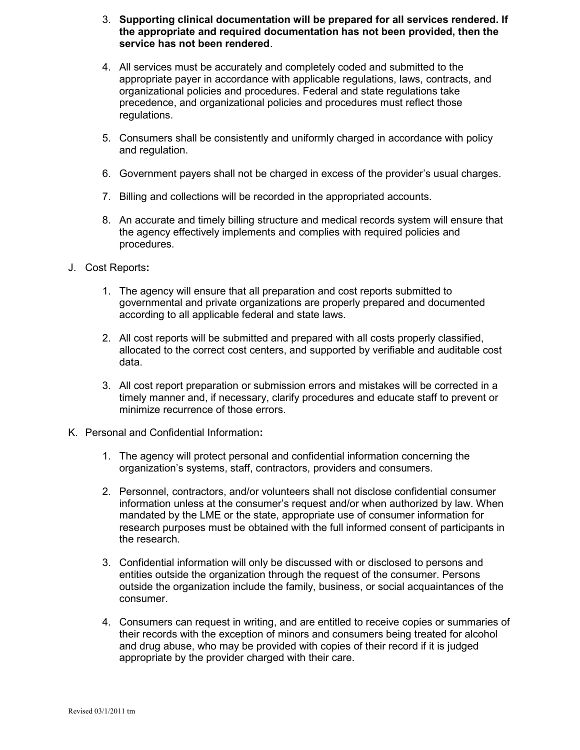3. **Supporting clinical documentation will be prepared for all services rendered. If the appropriate and required documentation has not been provided, then the service has not been rendered**.

4. All services must be accurately and completely coded and submitted to the appropriate payer in accordance with applicable regulations, laws, contracts, and organizational policies and procedures. Federal and state regulations take precedence, and organizational policies and procedures must reflect those regulations.

5. Consumers shall be consistently and uniformly charged in accordance with policy and regulation.

6. Government payers shall not be charged in excess of the provider's usual charges.

7. Billing and collections will be recorded in the appropriated accounts.

8. An accurate and timely billing structure and medical records system will ensure that the agency effectively implements and complies with required policies and procedures.

J. Cost Reports**:**

1. The agency will ensure that all preparation and cost reports submitted to governmental and private organizations are properly prepared and documented according to all applicable federal and state laws.

2. All cost reports will be submitted and prepared with all costs properly classified, allocated to the correct cost centers, and supported by verifiable and auditable cost data.

3. All cost report preparation or submission errors and mistakes will be corrected in a timely manner and, if necessary, clarify procedures and educate staff to prevent or minimize recurrence of those errors.

K. Personal and Confidential Information**:**

1. The agency will protect personal and confidential information concerning the organization's systems, staff, contractors, providers and consumers.

2. Personnel, contractors, and/or volunteers shall not disclose confidential consumer information unless at the consumer's request and/or when authorized by law. When mandated by the LME or the state, appropriate use of consumer information for research purposes must be obtained with the full informed consent of participants in the research.

3. Confidential information will only be discussed with or disclosed to persons and entities outside the organization through the request of the consumer. Persons outside the organization include the family, business, or social acquaintances of the consumer.

4. Consumers can request in writing, and are entitled to receive copies or summaries of their records with the exception of minors and consumers being treated for alcohol and drug abuse, who may be provided with copies of their record if it is judged appropriate by the provider charged with their care.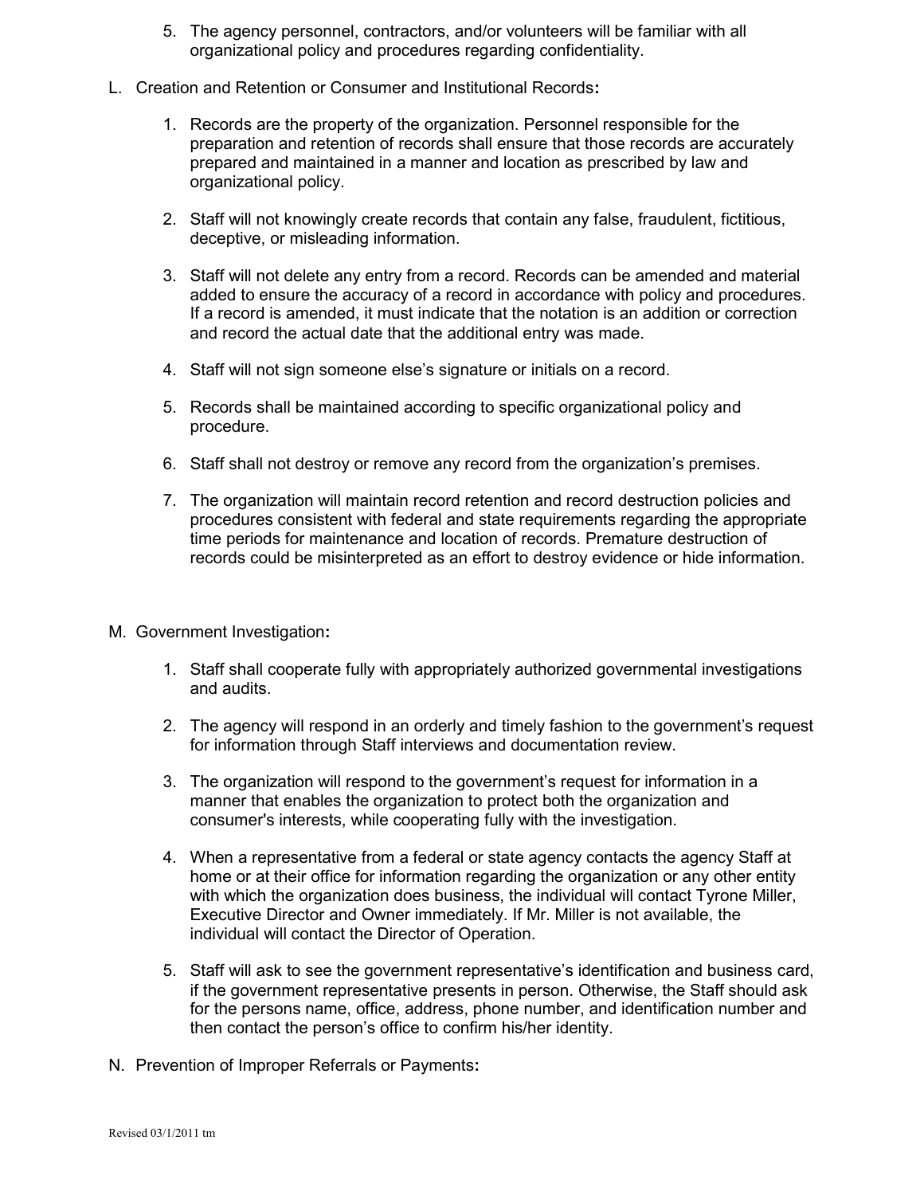5. The agency personnel, contractors, and/or volunteers will be familiar with all organizational policy and procedures regarding confidentiality.

L. Creation and Retention or Consumer and Institutional Records**:**

1. Records are the property of the organization. Personnel responsible for the preparation and retention of records shall ensure that those records are accurately prepared and maintained in a manner and location as prescribed by law and organizational policy.

2. Staff will not knowingly create records that contain any false, fraudulent, fictitious, deceptive, or misleading information.

3. Staff will not delete any entry from a record. Records can be amended and material added to ensure the accuracy of a record in accordance with policy and procedures. If a record is amended, it must indicate that the notation is an addition or correction and record the actual date that the additional entry was made.

4. Staff will not sign someone else's signature or initials on a record.

5. Records shall be maintained according to specific organizational policy and procedure.

6. Staff shall not destroy or remove any record from the organization's premises.

7. The organization will maintain record retention and record destruction policies and procedures consistent with federal and state requirements regarding the appropriate time periods for maintenance and location of records. Premature destruction of records could be misinterpreted as an effort to destroy evidence or hide information.

M. Government Investigation**:**

1. Staff shall cooperate fully with appropriately authorized governmental investigations and audits.

2. The agency will respond in an orderly and timely fashion to the government's request for information through Staff interviews and documentation review.

3. The organization will respond to the government's request for information in a manner that enables the organization to protect both the organization and consumer's interests, while cooperating fully with the investigation.

4. When a representative from a federal or state agency contacts the agency Staff at home or at their office for information regarding the organization or any other entity with which the organization does business, the individual will contact Tyrone Miller, Executive Director and Owner immediately. If Mr. Miller is not available, the individual will contact the Director of Operation.

5. Staff will ask to see the government representative's identification and business card, if the government representative presents in person. Otherwise, the Staff should ask for the persons name, office, address, phone number, and identification number and then contact the person's office to confirm his/her identity.

N. Prevention of Improper Referrals or Payments**:**

Revised 03/1/2011 tm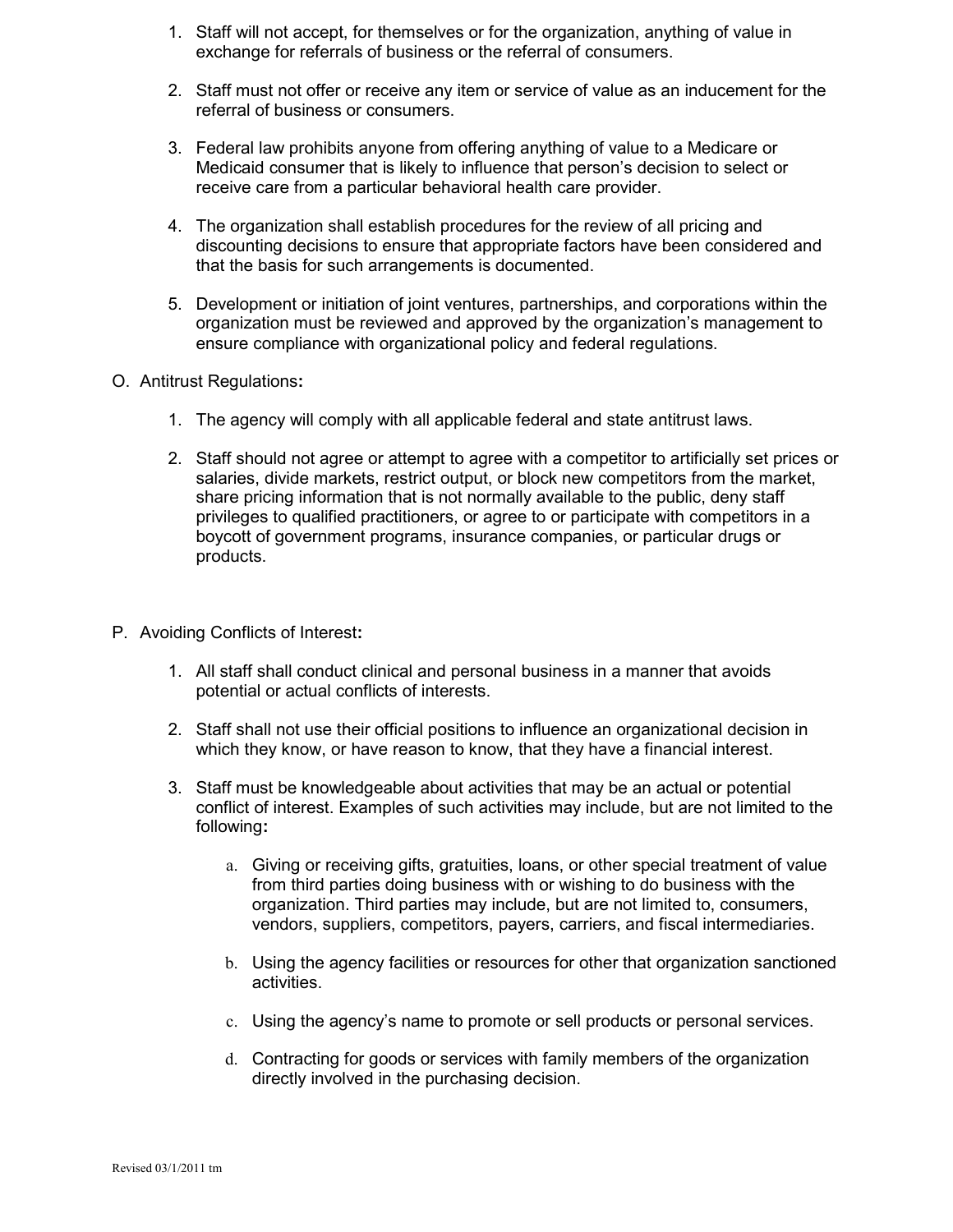1. Staff will not accept, for themselves or for the organization, anything of value in exchange for referrals of business or the referral of consumers.

2. Staff must not offer or receive any item or service of value as an inducement for the referral of business or consumers.

3. Federal law prohibits anyone from offering anything of value to a Medicare or Medicaid consumer that is likely to influence that person's decision to select or receive care from a particular behavioral health care provider.

4. The organization shall establish procedures for the review of all pricing and discounting decisions to ensure that appropriate factors have been considered and that the basis for such arrangements is documented.

5. Development or initiation of joint ventures, partnerships, and corporations within the organization must be reviewed and approved by the organization's management to ensure compliance with organizational policy and federal regulations.

O. Antitrust Regulations**:**

1. The agency will comply with all applicable federal and state antitrust laws.

2. Staff should not agree or attempt to agree with a competitor to artificially set prices or salaries, divide markets, restrict output, or block new competitors from the market, share pricing information that is not normally available to the public, deny staff privileges to qualified practitioners, or agree to or participate with competitors in a boycott of government programs, insurance companies, or particular drugs or products.

P. Avoiding Conflicts of Interest**:**

1. All staff shall conduct clinical and personal business in a manner that avoids potential or actual conflicts of interests.

2. Staff shall not use their official positions to influence an organizational decision in which they know, or have reason to know, that they have a financial interest.

3. Staff must be knowledgeable about activities that may be an actual or potential conflict of interest. Examples of such activities may include, but are not limited to the following**:**

   a. Giving or receiving gifts, gratuities, loans, or other special treatment of value from third parties doing business with or wishing to do business with the organization. Third parties may include, but are not limited to, consumers, vendors, suppliers, competitors, payers, carriers, and fiscal intermediaries.

   b. Using the agency facilities or resources for other that organization sanctioned activities.

   c. Using the agency's name to promote or sell products or personal services.

   d. Contracting for goods or services with family members of the organization directly involved in the purchasing decision.

Revised 03/1/2011 tm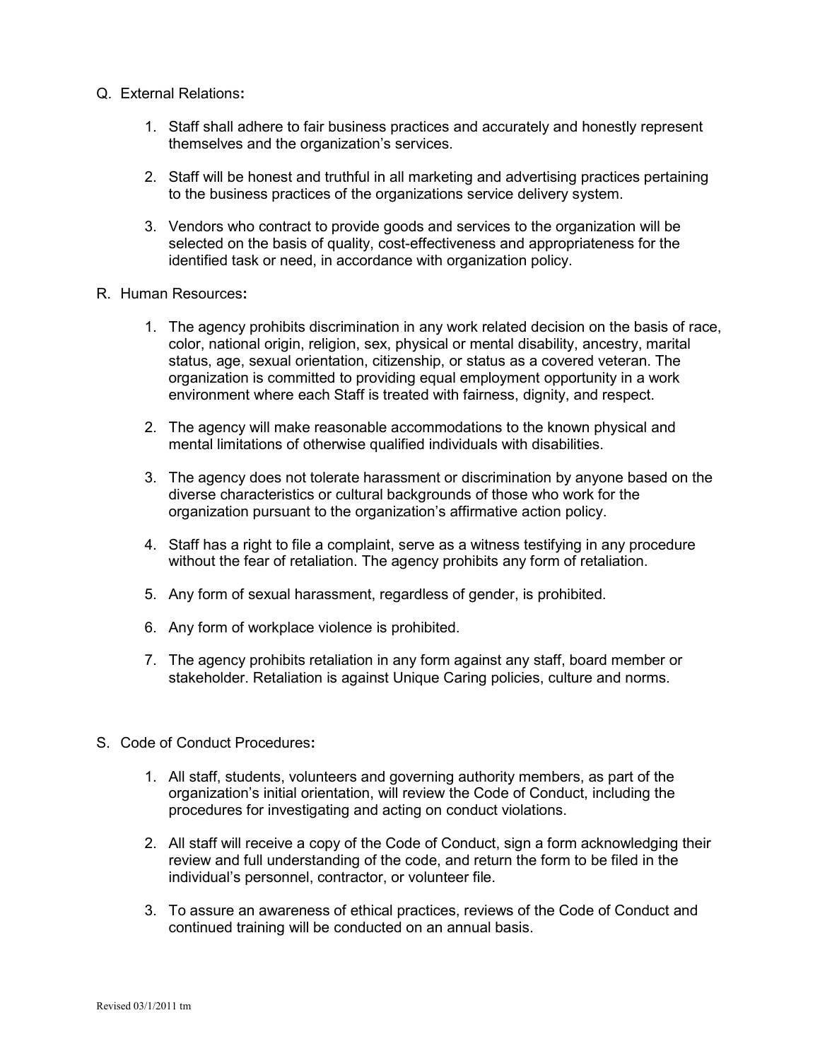Q. External Relations**:**

1. Staff shall adhere to fair business practices and accurately and honestly represent themselves and the organization's services.

2. Staff will be honest and truthful in all marketing and advertising practices pertaining to the business practices of the organizations service delivery system.

3. Vendors who contract to provide goods and services to the organization will be selected on the basis of quality, cost-effectiveness and appropriateness for the identified task or need, in accordance with organization policy.

R. Human Resources**:**

1. The agency prohibits discrimination in any work related decision on the basis of race, color, national origin, religion, sex, physical or mental disability, ancestry, marital status, age, sexual orientation, citizenship, or status as a covered veteran. The organization is committed to providing equal employment opportunity in a work environment where each Staff is treated with fairness, dignity, and respect.

2. The agency will make reasonable accommodations to the known physical and mental limitations of otherwise qualified individuals with disabilities.

3. The agency does not tolerate harassment or discrimination by anyone based on the diverse characteristics or cultural backgrounds of those who work for the organization pursuant to the organization's affirmative action policy.

4. Staff has a right to file a complaint, serve as a witness testifying in any procedure without the fear of retaliation. The agency prohibits any form of retaliation.

5. Any form of sexual harassment, regardless of gender, is prohibited.

6. Any form of workplace violence is prohibited.

7. The agency prohibits retaliation in any form against any staff, board member or stakeholder. Retaliation is against Unique Caring policies, culture and norms.

S. Code of Conduct Procedures**:**

1. All staff, students, volunteers and governing authority members, as part of the organization's initial orientation, will review the Code of Conduct, including the procedures for investigating and acting on conduct violations.

2. All staff will receive a copy of the Code of Conduct, sign a form acknowledging their review and full understanding of the code, and return the form to be filed in the individual's personnel, contractor, or volunteer file.

3. To assure an awareness of ethical practices, reviews of the Code of Conduct and continued training will be conducted on an annual basis.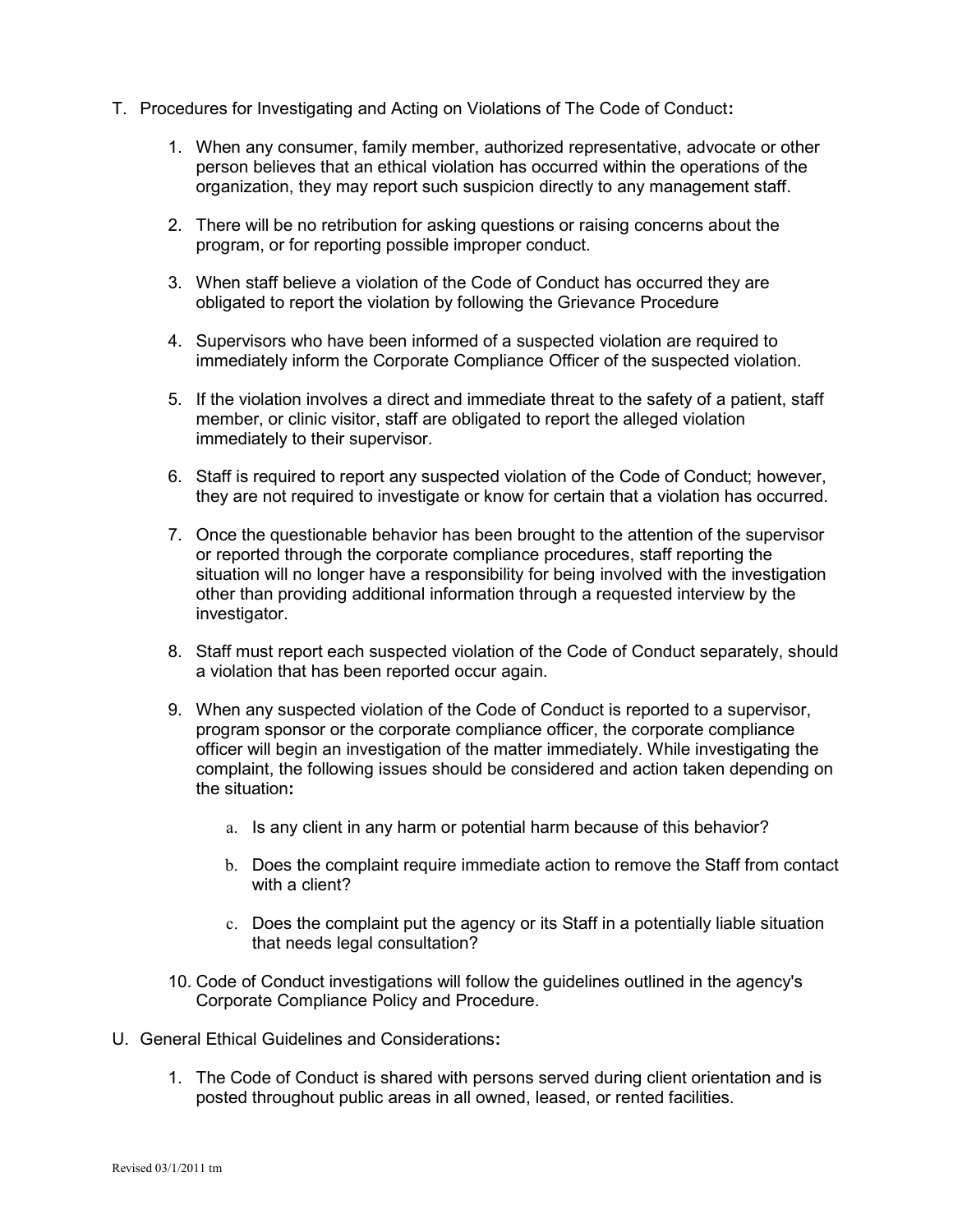T. Procedures for Investigating and Acting on Violations of The Code of Conduct**:**

1. When any consumer, family member, authorized representative, advocate or other person believes that an ethical violation has occurred within the operations of the organization, they may report such suspicion directly to any management staff.

2. There will be no retribution for asking questions or raising concerns about the program, or for reporting possible improper conduct.

3. When staff believe a violation of the Code of Conduct has occurred they are obligated to report the violation by following the Grievance Procedure

4. Supervisors who have been informed of a suspected violation are required to immediately inform the Corporate Compliance Officer of the suspected violation.

5. If the violation involves a direct and immediate threat to the safety of a patient, staff member, or clinic visitor, staff are obligated to report the alleged violation immediately to their supervisor.

6. Staff is required to report any suspected violation of the Code of Conduct; however, they are not required to investigate or know for certain that a violation has occurred.

7. Once the questionable behavior has been brought to the attention of the supervisor or reported through the corporate compliance procedures, staff reporting the situation will no longer have a responsibility for being involved with the investigation other than providing additional information through a requested interview by the investigator.

8. Staff must report each suspected violation of the Code of Conduct separately, should a violation that has been reported occur again.

9. When any suspected violation of the Code of Conduct is reported to a supervisor, program sponsor or the corporate compliance officer, the corporate compliance officer will begin an investigation of the matter immediately. While investigating the complaint, the following issues should be considered and action taken depending on the situation**:**

   a. Is any client in any harm or potential harm because of this behavior?

   b. Does the complaint require immediate action to remove the Staff from contact with a client?

   c. Does the complaint put the agency or its Staff in a potentially liable situation that needs legal consultation?

10. Code of Conduct investigations will follow the guidelines outlined in the agency's Corporate Compliance Policy and Procedure.

U. General Ethical Guidelines and Considerations**:**

1. The Code of Conduct is shared with persons served during client orientation and is posted throughout public areas in all owned, leased, or rented facilities.

Revised 03/1/2011 tm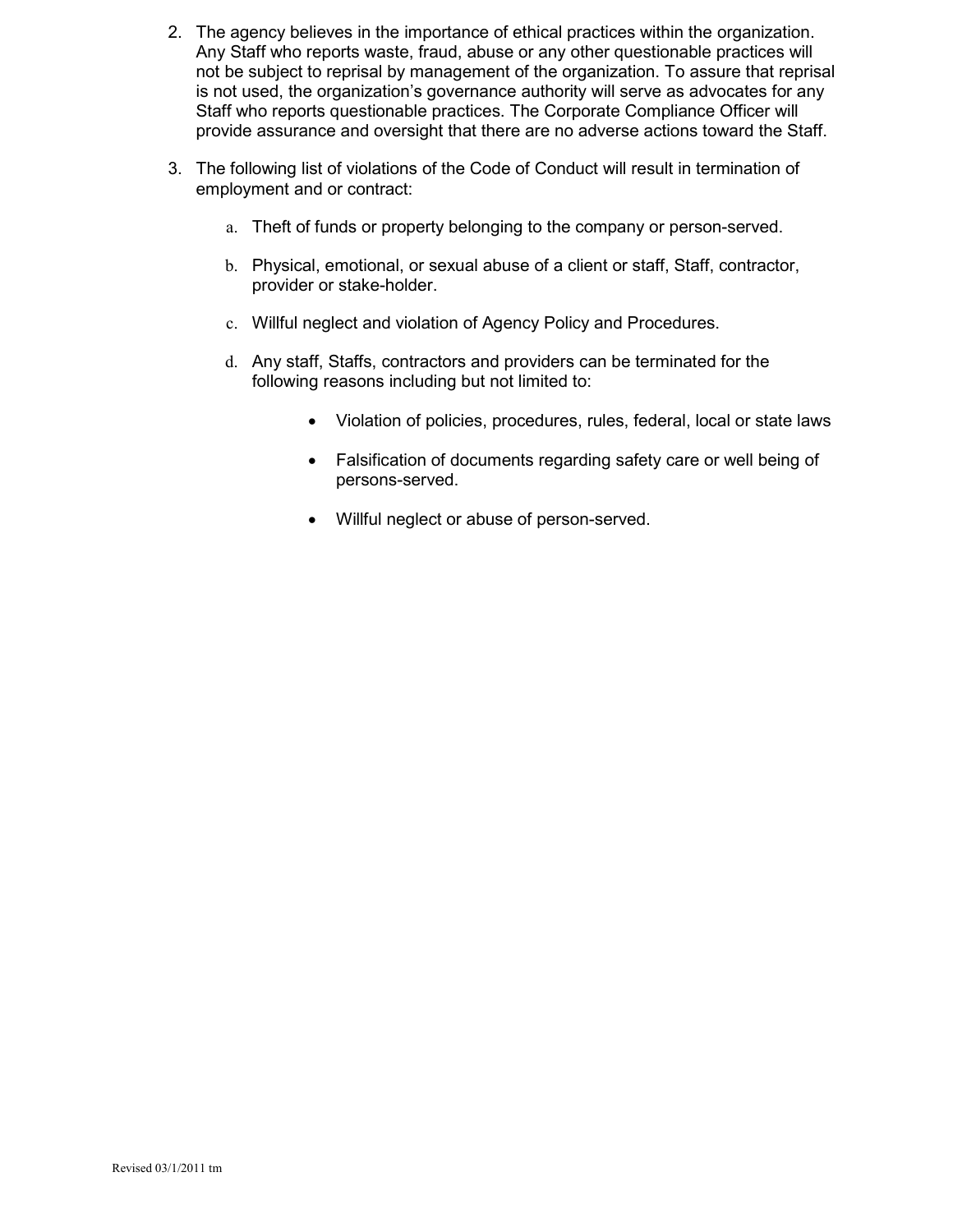2. The agency believes in the importance of ethical practices within the organization. Any Staff who reports waste, fraud, abuse or any other questionable practices will not be subject to reprisal by management of the organization. To assure that reprisal is not used, the organization's governance authority will serve as advocates for any Staff who reports questionable practices. The Corporate Compliance Officer will provide assurance and oversight that there are no adverse actions toward the Staff.

3. The following list of violations of the Code of Conduct will result in termination of employment and or contract:

   a. Theft of funds or property belonging to the company or person-served.

   b. Physical, emotional, or sexual abuse of a client or staff, Staff, contractor, provider or stake-holder.

   c. Willful neglect and violation of Agency Policy and Procedures.

   d. Any staff, Staffs, contractors and providers can be terminated for the following reasons including but not limited to:

      - Violation of policies, procedures, rules, federal, local or state laws

      - Falsification of documents regarding safety care or well being of persons-served.

      - Willful neglect or abuse of person-served.

Revised 03/1/2011 tm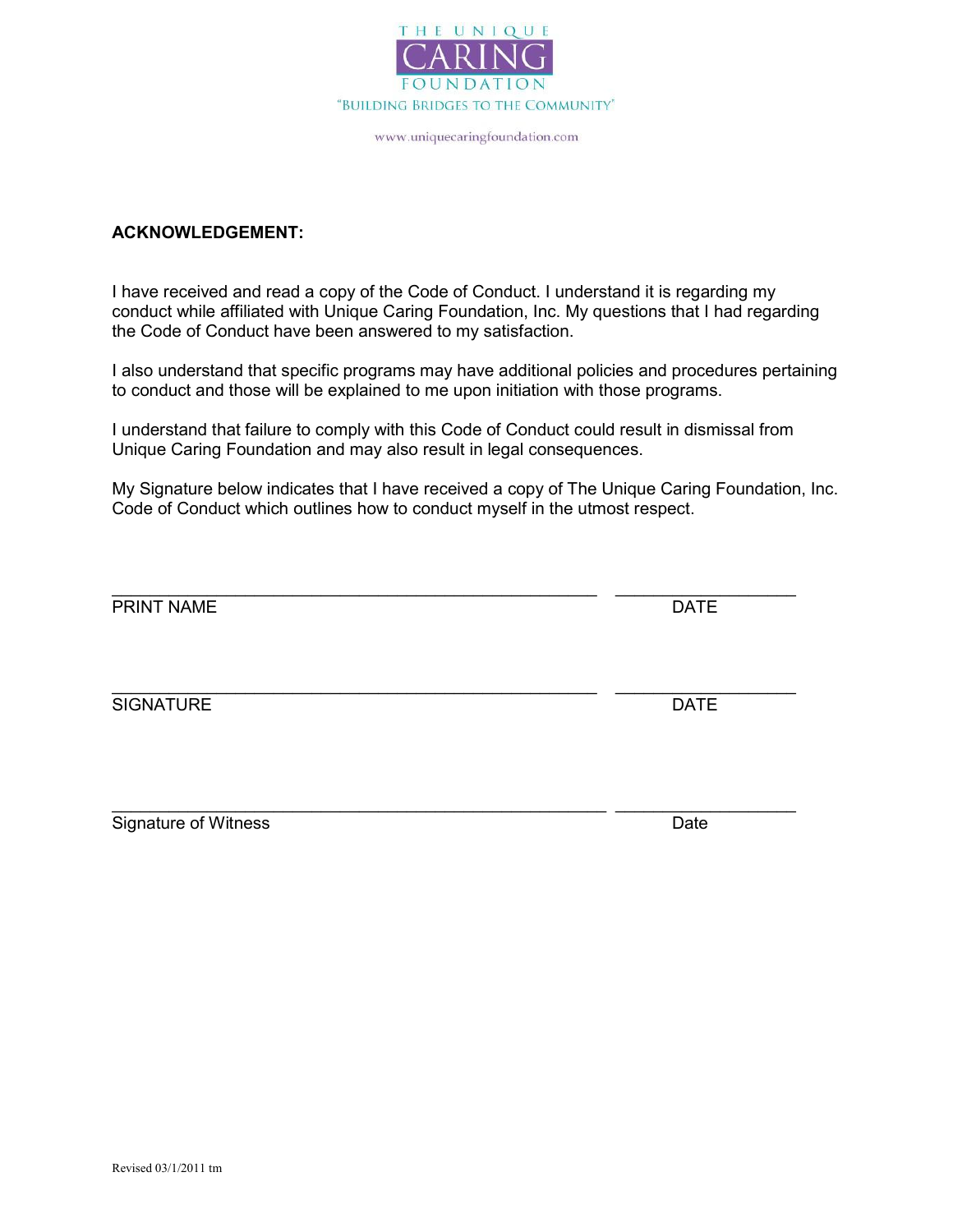THE UNIQUE
CARING
FOUNDATION
"BUILDING BRIDGES TO THE COMMUNITY"

www.uniquecaringfoundation.com

**ACKNOWLEDGEMENT:**

I have received and read a copy of the Code of Conduct. I understand it is regarding my conduct while affiliated with Unique Caring Foundation, Inc. My questions that I had regarding the Code of Conduct have been answered to my satisfaction.

I also understand that specific programs may have additional policies and procedures pertaining to conduct and those will be explained to me upon initiation with those programs.

I understand that failure to comply with this Code of Conduct could result in dismissal from Unique Caring Foundation and may also result in legal consequences.

My Signature below indicates that I have received a copy of The Unique Caring Foundation, Inc. Code of Conduct which outlines how to conduct myself in the utmost respect.

_______________________________________________ ________________
PRINT NAME DATE

_______________________________________________ ________________
SIGNATURE DATE

_______________________________________________ ________________
Signature of Witness Date

Revised 03/1/2011 tm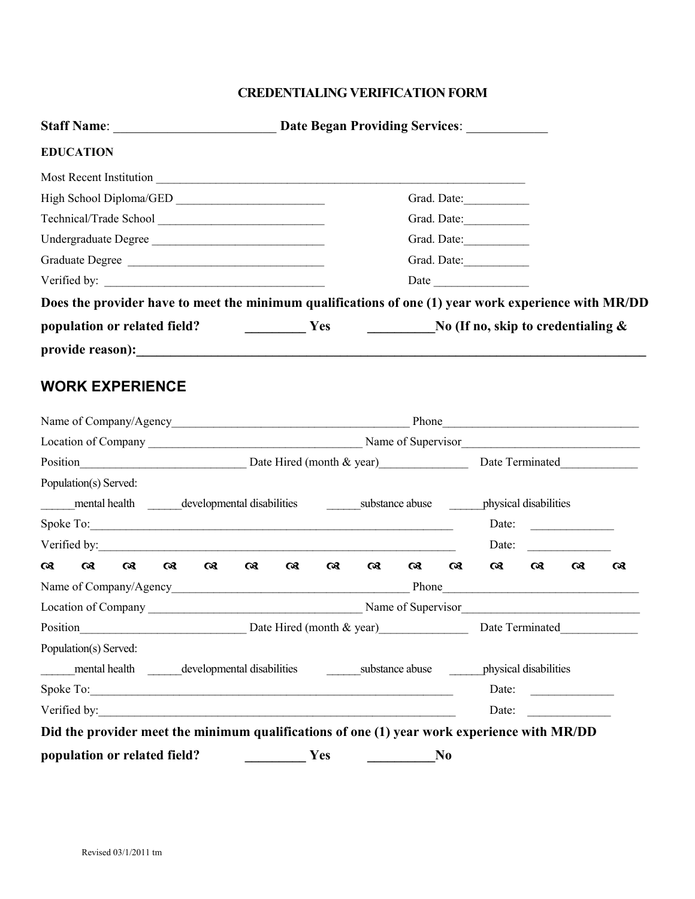# CREDENTIALING VERIFICATION FORM

**Staff Name**: ________________________ **Date Began Providing Services**: ____________

**EDUCATION**

Most Recent Institution ______________________________________________________________

High School Diploma/GED ________________________ Grad. Date:___________

Technical/Trade School ___________________________ Grad. Date:___________

Undergraduate Degree ____________________________ Grad. Date:___________

Graduate Degree _________________________________ Grad. Date:___________

Verified by: ____________________________________ Date ________________

**Does the provider have to meet the minimum qualifications of one (1) year work experience with MR/DD population or related field? _________ Yes __________No (If no, skip to credentialing & provide reason):_____________________________________________________________________________**

## WORK EXPERIENCE

Name of Company/Agency________________________________________ Phone________________________________

Location of Company ___________________________________ Name of Supervisor_____________________________

Position___________________________ Date Hired (month & year)_______________ Date Terminated_____________

Population(s) Served:

______mental health ______developmental disabilities ______substance abuse ______physical disabilities

Spoke To:______________________________________________________________ Date: ______________

Verified by:_____________________________________________________________ Date: ______________

Name of Company/Agency________________________________________ Phone________________________________

Location of Company ___________________________________ Name of Supervisor_____________________________

Position___________________________ Date Hired (month & year)_______________ Date Terminated_____________

Population(s) Served:

______mental health ______developmental disabilities ______substance abuse ______physical disabilities

Spoke To:______________________________________________________________ Date: ______________

Verified by:_____________________________________________________________ Date: ______________

**Did the provider meet the minimum qualifications of one (1) year work experience with MR/DD population or related field? _________ Yes __________No**

Revised 03/1/2011 tm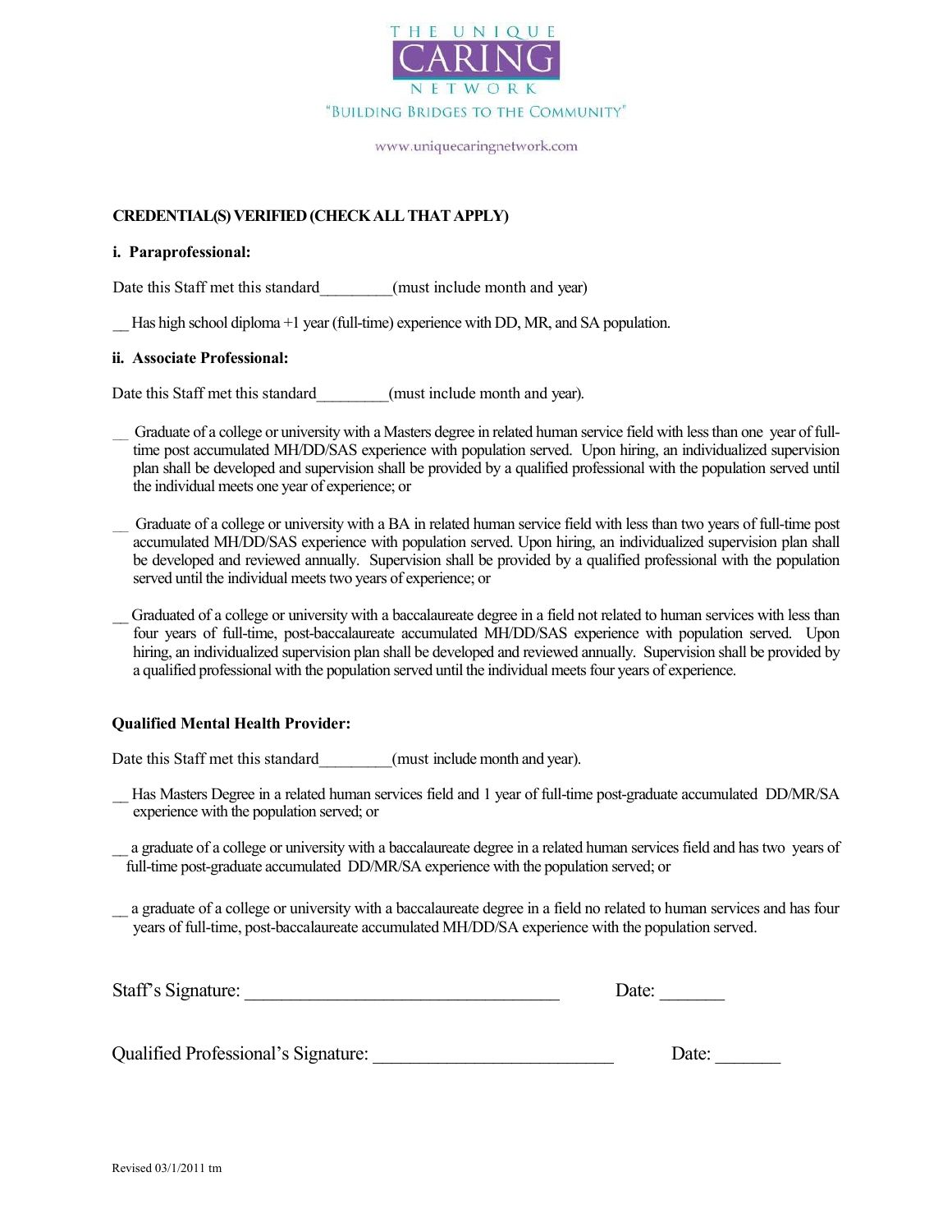THE UNIQUE
CARING
NETWORK

"BUILDING BRIDGES TO THE COMMUNITY"

www.uniquecaringnetwork.com

**CREDENTIAL(S) VERIFIED (CHECK ALL THAT APPLY)**

**i. Paraprofessional:**

Date this Staff met this standard_________(must include month and year)

__ Has high school diploma +1 year (full-time) experience with DD, MR, and SA population.

**ii. Associate Professional:**

Date this Staff met this standard_________(must include month and year).

__ Graduate of a college or university with a Masters degree in related human service field with less than one year of full-time post accumulated MH/DD/SAS experience with population served. Upon hiring, an individualized supervision plan shall be developed and supervision shall be provided by a qualified professional with the population served until the individual meets one year of experience; or

__ Graduate of a college or university with a BA in related human service field with less than two years of full-time post accumulated MH/DD/SAS experience with population served. Upon hiring, an individualized supervision plan shall be developed and reviewed annually. Supervision shall be provided by a qualified professional with the population served until the individual meets two years of experience; or

__ Graduated of a college or university with a baccalaureate degree in a field not related to human services with less than four years of full-time, post-baccalaureate accumulated MH/DD/SAS experience with population served. Upon hiring, an individualized supervision plan shall be developed and reviewed annually. Supervision shall be provided by a qualified professional with the population served until the individual meets four years of experience.

**Qualified Mental Health Provider:**

Date this Staff met this standard_________(must include month and year).

__ Has Masters Degree in a related human services field and 1 year of full-time post-graduate accumulated DD/MR/SA experience with the population served; or

__ a graduate of a college or university with a baccalaureate degree in a related human services field and has two years of full-time post-graduate accumulated DD/MR/SA experience with the population served; or

__ a graduate of a college or university with a baccalaureate degree in a field no related to human services and has four years of full-time, post-baccalaureate accumulated MH/DD/SA experience with the population served.

Staff's Signature: ___________________________________ Date: _______

Qualified Professional's Signature: ___________________________ Date: _______

Revised 03/1/2011 tm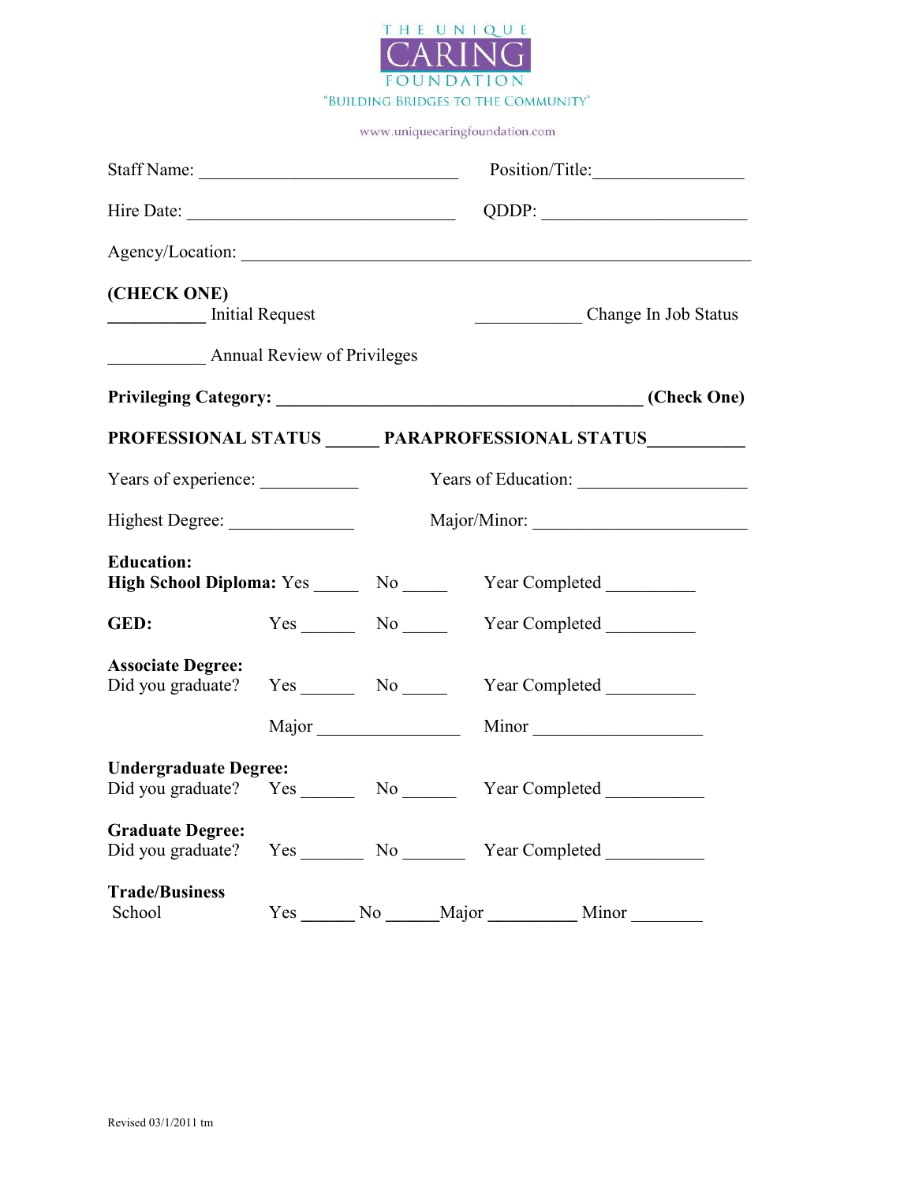THE UNIQUE
CARING
FOUNDATION
"BUILDING BRIDGES TO THE COMMUNITY"

www.uniquecaringfoundation.com

Staff Name: ____________________________ Position/Title: ________________

Hire Date: ______________________________ QDDP: ______________________

Agency/Location: ____________________________________________________________

**(CHECK ONE)**

__________ Initial Request ___________ Change In Job Status

__________ Annual Review of Privileges

**Privileging Category: ________________________________________ (Check One)**

**PROFESSIONAL STATUS _____ PARAPROFESSIONAL STATUS__________**

Years of experience: ___________ Years of Education: __________________

Highest Degree: _____________ Major/Minor: ______________________

**Education:**

**High School Diploma:** Yes _____ No _____ Year Completed __________

**GED:** Yes ______ No _____ Year Completed __________

**Associate Degree:**

Did you graduate? Yes ______ No _____ Year Completed __________

Major _______________ Minor __________________

**Undergraduate Degree:**

Did you graduate? Yes ______ No ______ Year Completed ___________

**Graduate Degree:**

Did you graduate? Yes _______ No _______ Year Completed ___________

**Trade/Business**

School Yes ______ No ______Major __________ Minor ________

Revised 03/1/2011 tm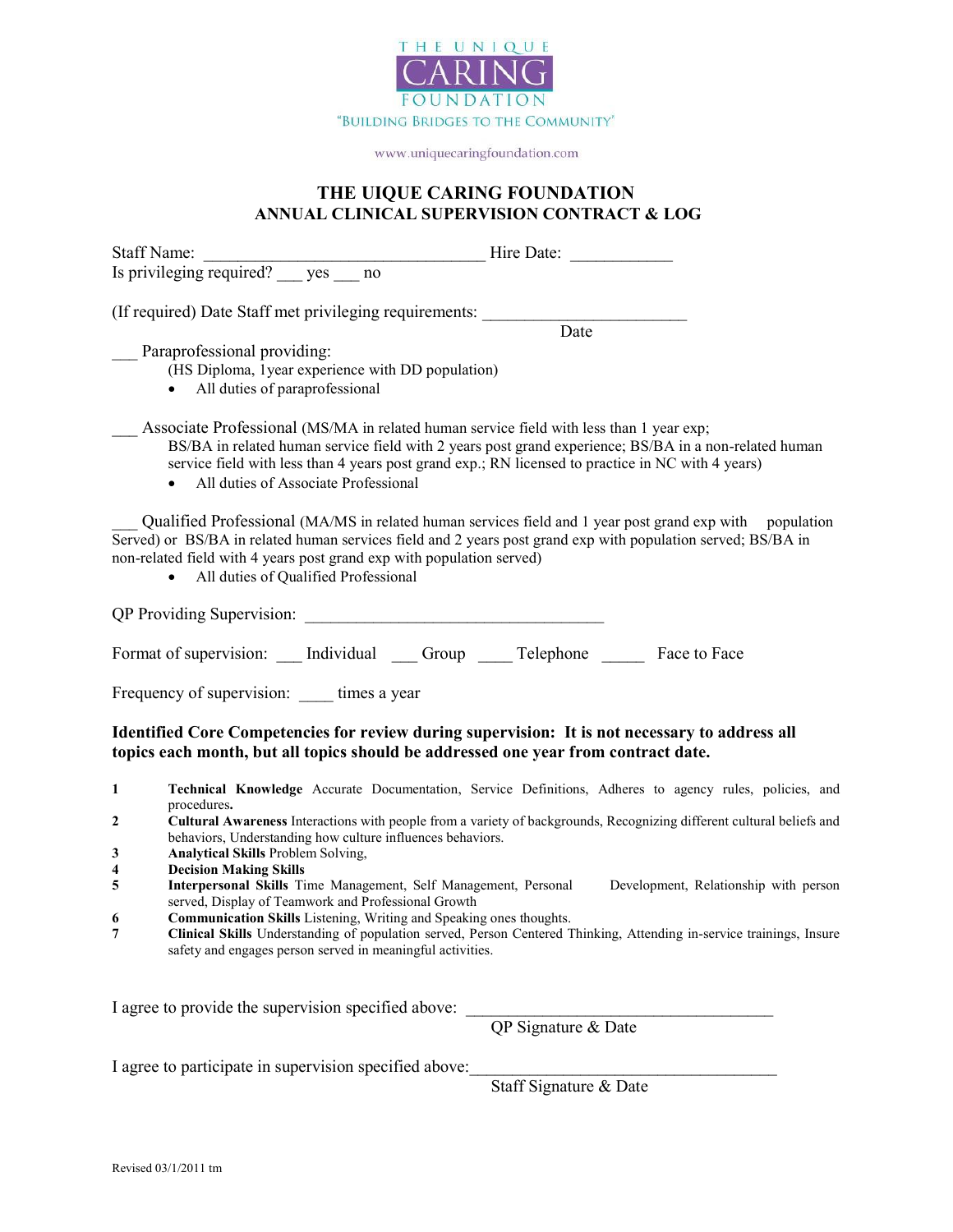THE UNIQUE
CARING
FOUNDATION
"BUILDING BRIDGES TO THE COMMUNITY"

www.uniquecaringfoundation.com

# THE UIQUE CARING FOUNDATION
## ANNUAL CLINICAL SUPERVISION CONTRACT & LOG

Staff Name: ________________________________ Hire Date: ___________
Is privileging required? ___ yes ___ no

(If required) Date Staff met privileging requirements: _______________________
Date

___ Paraprofessional providing:
(HS Diploma, 1year experience with DD population)
- All duties of paraprofessional

___ Associate Professional (MS/MA in related human service field with less than 1 year exp;
BS/BA in related human service field with 2 years post grand experience; BS/BA in a non-related human service field with less than 4 years post grand exp.; RN licensed to practice in NC with 4 years)
- All duties of Associate Professional

___ Qualified Professional (MA/MS in related human services field and 1 year post grand exp with population Served) or BS/BA in related human services field and 2 years post grand exp with population served; BS/BA in non-related field with 4 years post grand exp with population served)
- All duties of Qualified Professional

QP Providing Supervision: ___________________________________

Format of supervision: ___ Individual ___ Group ____ Telephone _____ Face to Face

Frequency of supervision: ____ times a year

**Identified Core Competencies for review during supervision: It is not necessary to address all topics each month, but all topics should be addressed one year from contract date.**

1. **Technical Knowledge** Accurate Documentation, Service Definitions, Adheres to agency rules, policies, and procedures**.**
2. **Cultural Awareness** Interactions with people from a variety of backgrounds, Recognizing different cultural beliefs and behaviors, Understanding how culture influences behaviors.
3. **Analytical Skills** Problem Solving,
4. **Decision Making Skills**
5. **Interpersonal Skills** Time Management, Self Management, Personal Development, Relationship with person served, Display of Teamwork and Professional Growth
6. **Communication Skills** Listening, Writing and Speaking ones thoughts.
7. **Clinical Skills** Understanding of population served, Person Centered Thinking, Attending in-service trainings, Insure safety and engages person served in meaningful activities.

I agree to provide the supervision specified above: ____________________________________
QP Signature & Date

I agree to participate in supervision specified above:____________________________________
Staff Signature & Date

Revised 03/1/2011 tm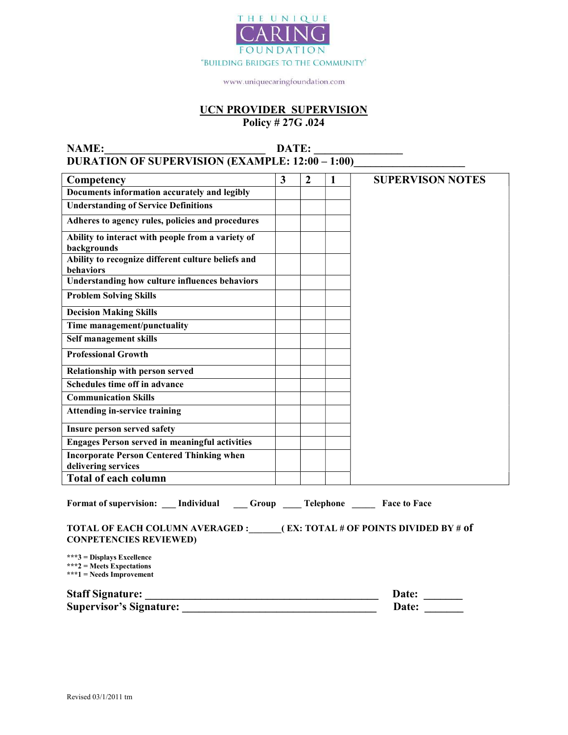THE UNIQUE CARING FOUNDATION

"BUILDING BRIDGES TO THE COMMUNITY"

www.uniquecaringfoundation.com

## UCN PROVIDER SUPERVISION

**Policy # 27G .024**

**NAME:______________________________ DATE: _______________**

**DURATION OF SUPERVISION (EXAMPLE: 12:00 – 1:00)___________________**

| Competency | 3 | 2 | 1 | SUPERVISON NOTES |
|---|---|---|---|---|
| Documents information accurately and legibly | | | | |
| Understanding of Service Definitions | | | | |
| Adheres to agency rules, policies and procedures | | | | |
| Ability to interact with people from a variety of backgrounds | | | | |
| Ability to recognize different culture beliefs and behaviors | | | | |
| Understanding how culture influences behaviors | | | | |
| Problem Solving Skills | | | | |
| Decision Making Skills | | | | |
| Time management/punctuality | | | | |
| Self management skills | | | | |
| Professional Growth | | | | |
| Relationship with person served | | | | |
| Schedules time off in advance | | | | |
| Communication Skills | | | | |
| Attending in-service training | | | | |
| Insure person served safety | | | | |
| Engages Person served in meaningful activities | | | | |
| Incorporate Person Centered Thinking when delivering services | | | | |
| Total of each column | | | | |

**Format of supervision: ___ Individual ___ Group ____ Telephone _____ Face to Face**

**TOTAL OF EACH COLUMN AVERAGED :______( EX: TOTAL # OF POINTS DIVIDED BY # of CONPETENCIES REVIEWED)**

***3 = Displays Excellence
***2 = Meets Expectations
***1 = Needs Improvement

**Staff Signature: ___________________________________________ Date: _______**

**Supervisor's Signature: ____________________________________ Date: _______**

Revised 03/1/2011 tm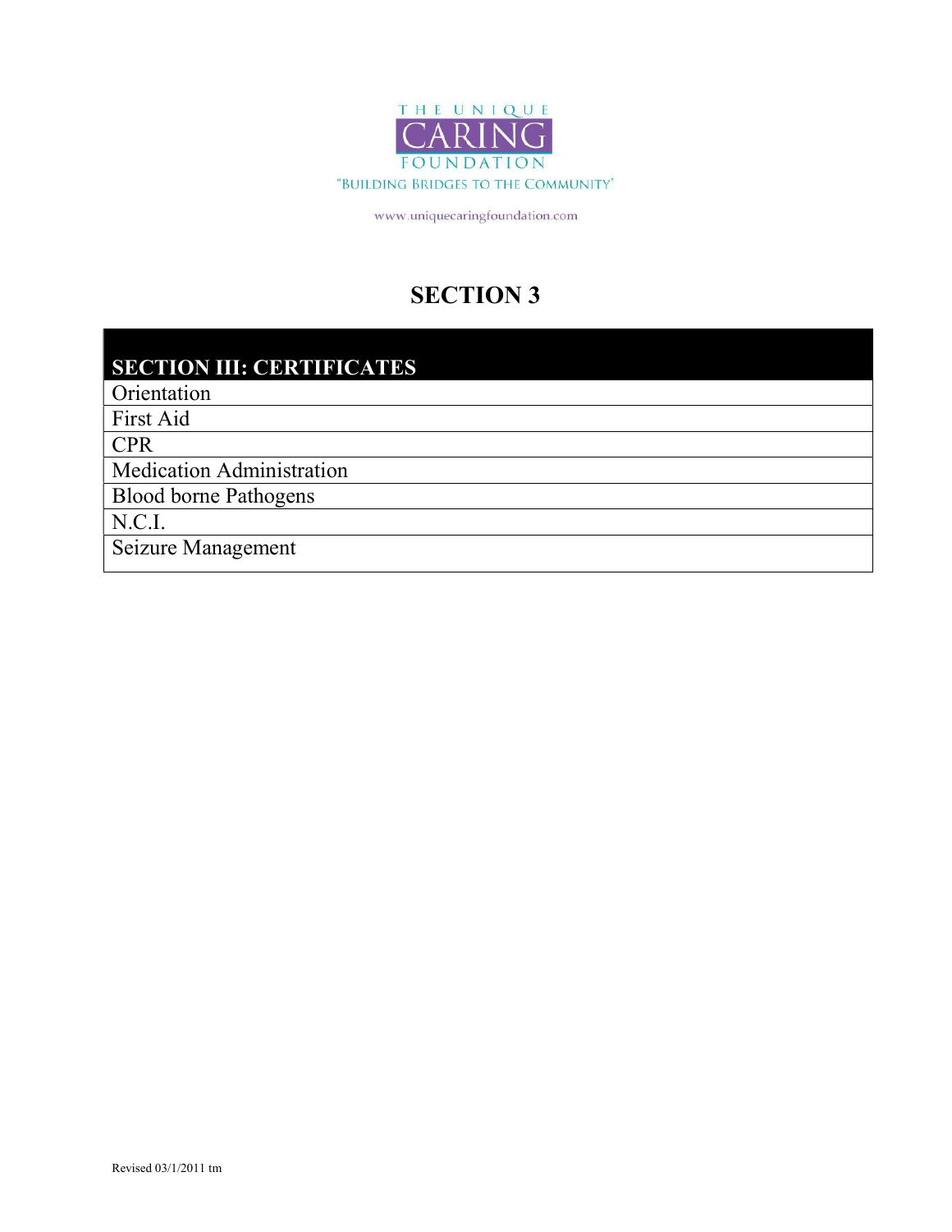THE UNIQUE CARING FOUNDATION

"BUILDING BRIDGES TO THE COMMUNITY"

www.uniquecaringfoundation.com

# SECTION 3

| SECTION III: CERTIFICATES |
| --- |
| Orientation |
| First Aid |
| CPR |
| Medication Administration |
| Blood borne Pathogens |
| N.C.I. |
| Seizure Management |

Revised 03/1/2011 tm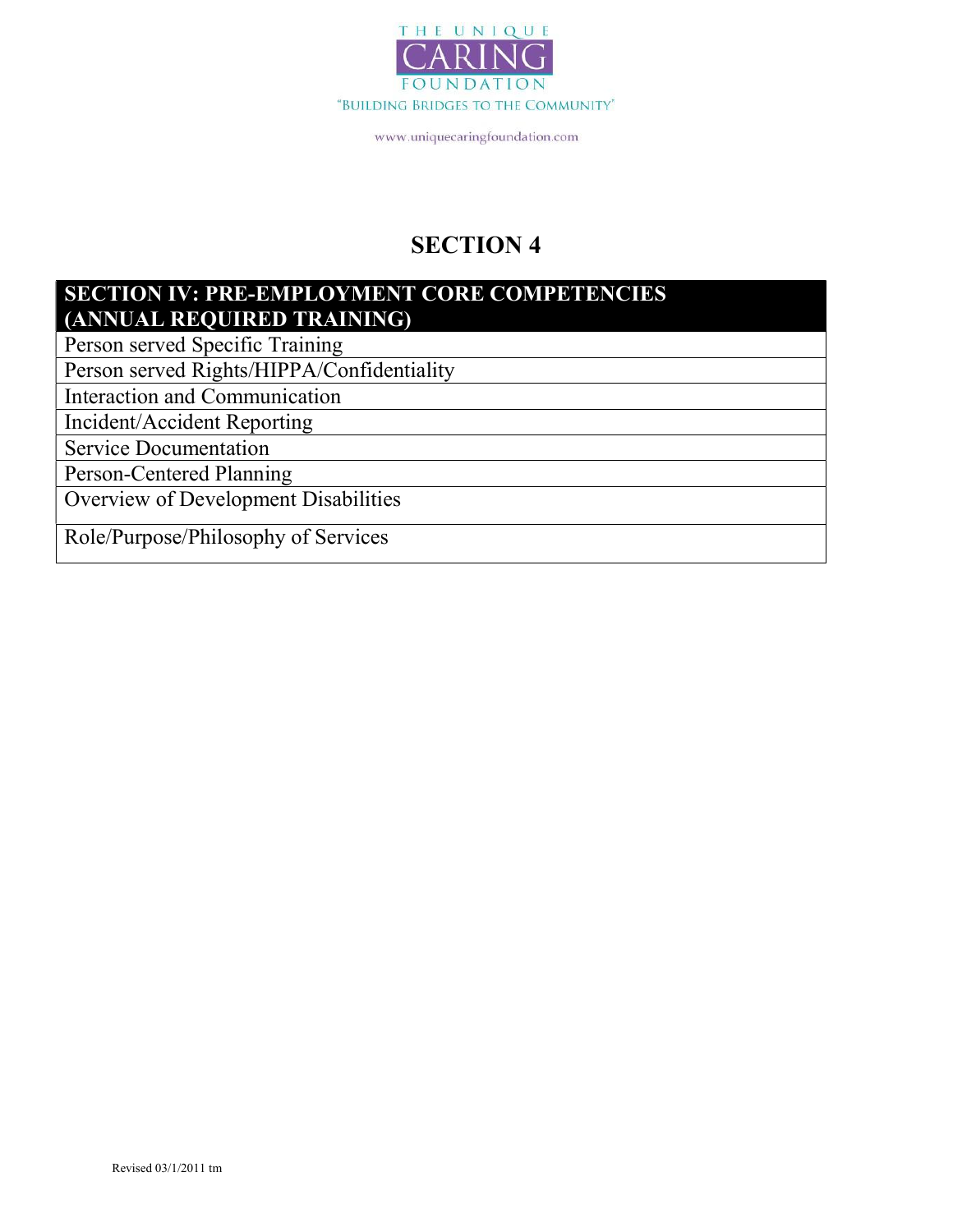THE UNIQUE CARING FOUNDATION

"BUILDING BRIDGES TO THE COMMUNITY"

www.uniquecaringfoundation.com

# SECTION 4

| SECTION IV: PRE-EMPLOYMENT CORE COMPETENCIES (ANNUAL REQUIRED TRAINING) |
|---|
| Person served Specific Training |
| Person served Rights/HIPPA/Confidentiality |
| Interaction and Communication |
| Incident/Accident Reporting |
| Service Documentation |
| Person-Centered Planning |
| Overview of Development Disabilities |
| Role/Purpose/Philosophy of Services |

Revised 03/1/2011 tm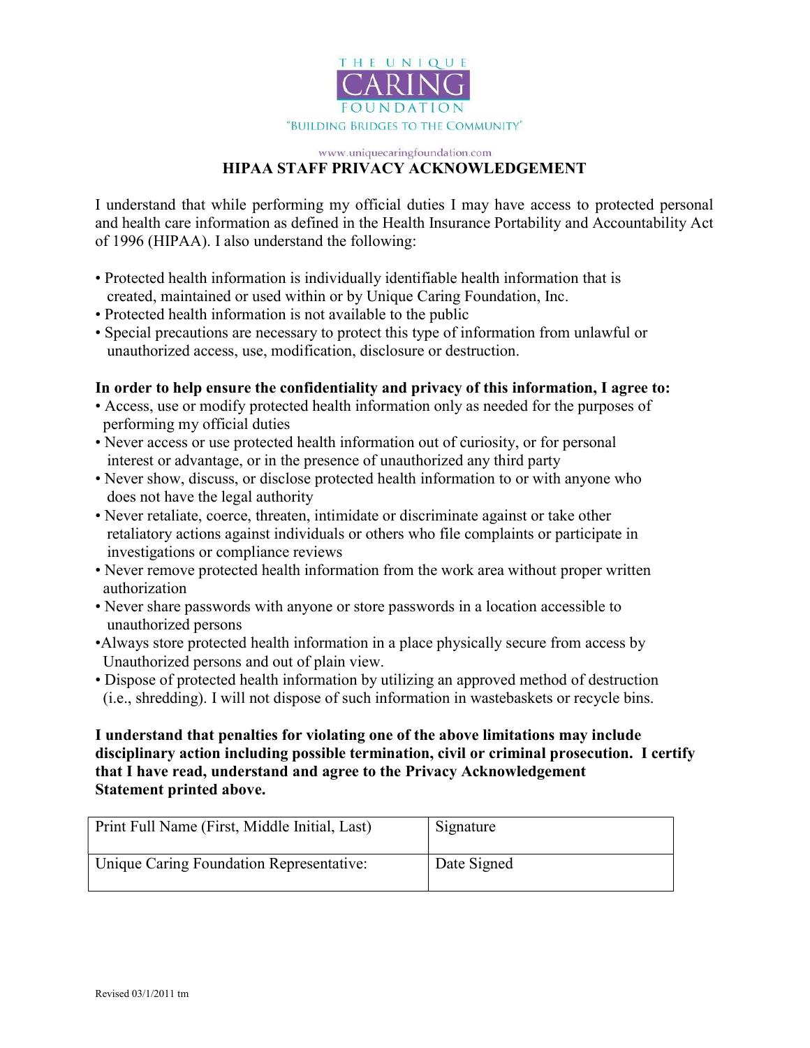THE UNIQUE CARING FOUNDATION

"BUILDING BRIDGES TO THE COMMUNITY"

www.uniquecaringfoundation.com

# HIPAA STAFF PRIVACY ACKNOWLEDGEMENT

I understand that while performing my official duties I may have access to protected personal and health care information as defined in the Health Insurance Portability and Accountability Act of 1996 (HIPAA). I also understand the following:

- Protected health information is individually identifiable health information that is created, maintained or used within or by Unique Caring Foundation, Inc.
- Protected health information is not available to the public
- Special precautions are necessary to protect this type of information from unlawful or unauthorized access, use, modification, disclosure or destruction.

**In order to help ensure the confidentiality and privacy of this information, I agree to:**

- Access, use or modify protected health information only as needed for the purposes of performing my official duties
- Never access or use protected health information out of curiosity, or for personal interest or advantage, or in the presence of unauthorized any third party
- Never show, discuss, or disclose protected health information to or with anyone who does not have the legal authority
- Never retaliate, coerce, threaten, intimidate or discriminate against or take other retaliatory actions against individuals or others who file complaints or participate in investigations or compliance reviews
- Never remove protected health information from the work area without proper written authorization
- Never share passwords with anyone or store passwords in a location accessible to unauthorized persons
- Always store protected health information in a place physically secure from access by Unauthorized persons and out of plain view.
- Dispose of protected health information by utilizing an approved method of destruction (i.e., shredding). I will not dispose of such information in wastebaskets or recycle bins.

**I understand that penalties for violating one of the above limitations may include disciplinary action including possible termination, civil or criminal prosecution. I certify that I have read, understand and agree to the Privacy Acknowledgement Statement printed above.**

| Print Full Name (First, Middle Initial, Last) | Signature |
|---|---|
| Unique Caring Foundation Representative: | Date Signed |

Revised 03/1/2011 tm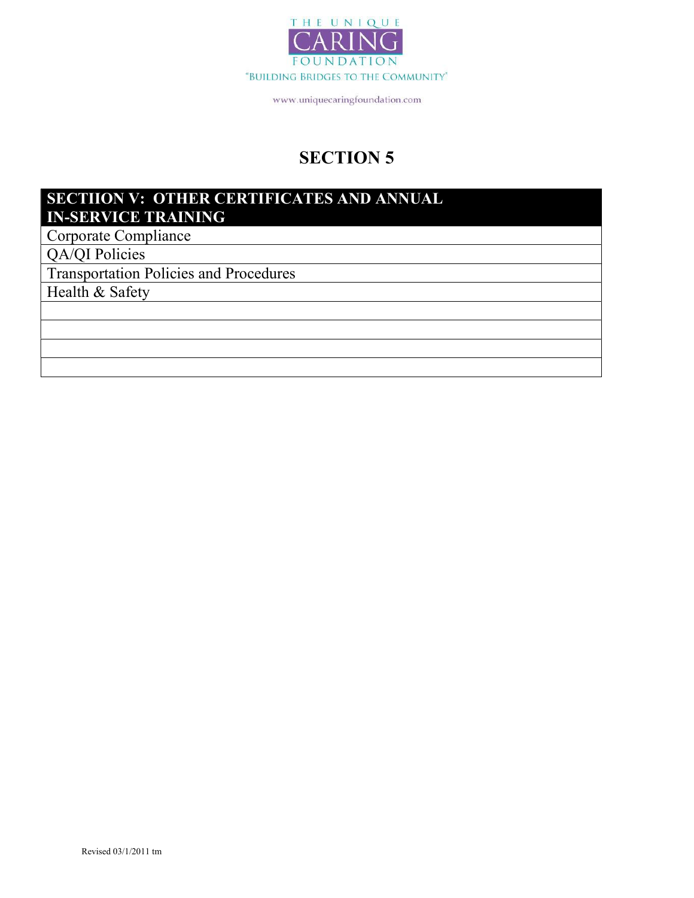THE UNIQUE
CARING
FOUNDATION
"BUILDING BRIDGES TO THE COMMUNITY"

www.uniquecaringfoundation.com

# SECTION 5

| SECTIION V: OTHER CERTIFICATES AND ANNUAL IN-SERVICE TRAINING |
|---|
| Corporate Compliance |
| QA/QI Policies |
| Transportation Policies and Procedures |
| Health & Safety |
| |
| |
| |
| |

Revised 03/1/2011 tm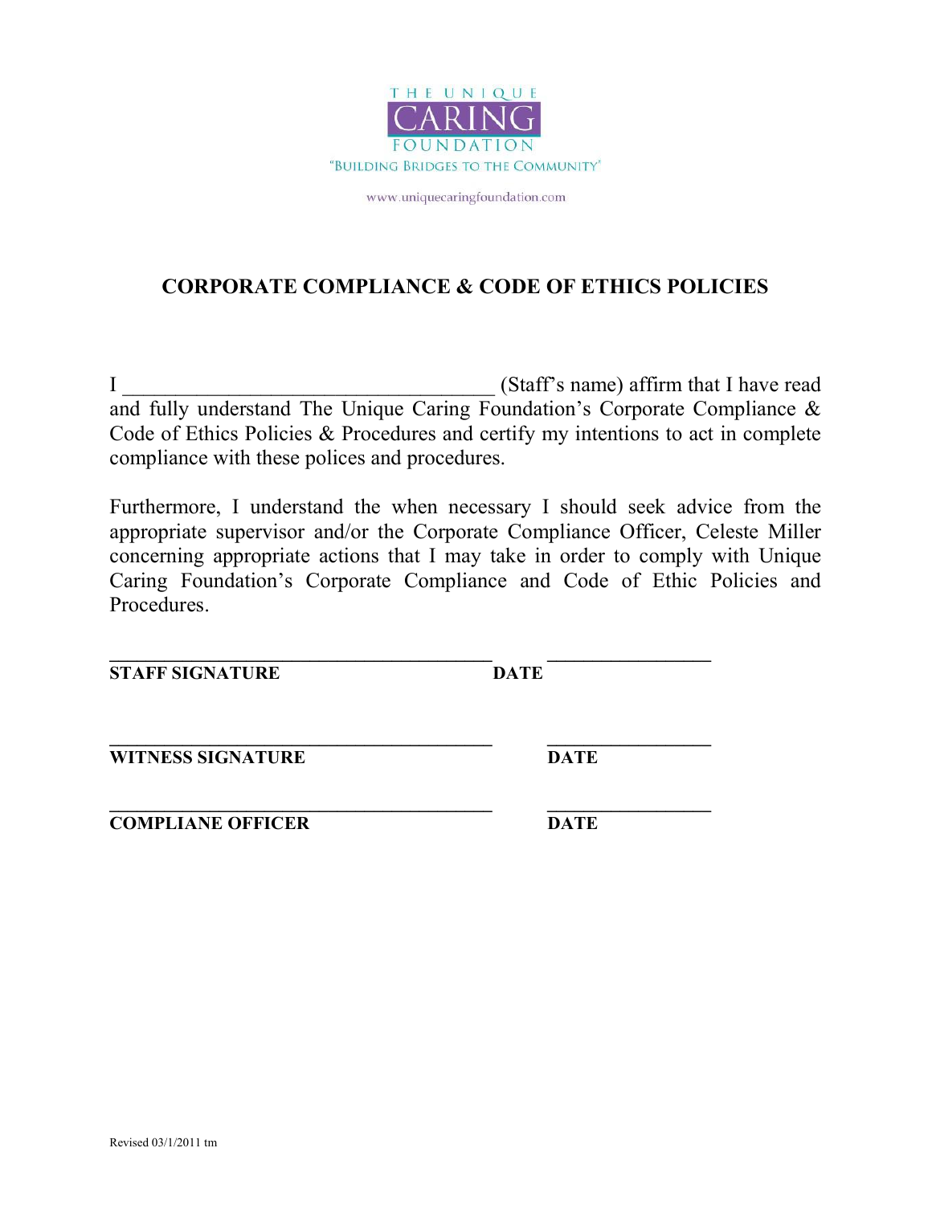THE UNIQUE
CARING
FOUNDATION
"BUILDING BRIDGES TO THE COMMUNITY"

www.uniquecaringfoundation.com

## CORPORATE COMPLIANCE & CODE OF ETHICS POLICIES

I ___________________________________ (Staff's name) affirm that I have read and fully understand The Unique Caring Foundation's Corporate Compliance & Code of Ethics Policies & Procedures and certify my intentions to act in complete compliance with these polices and procedures.

Furthermore, I understand the when necessary I should seek advice from the appropriate supervisor and/or the Corporate Compliance Officer, Celeste Miller concerning appropriate actions that I may take in order to comply with Unique Caring Foundation's Corporate Compliance and Code of Ethic Policies and Procedures.

________________________________________ _________________
**STAFF SIGNATURE** **DATE**

________________________________________ _________________
**WITNESS SIGNATURE** **DATE**

________________________________________ _________________
**COMPLIANE OFFICER** **DATE**

Revised 03/1/2011 tm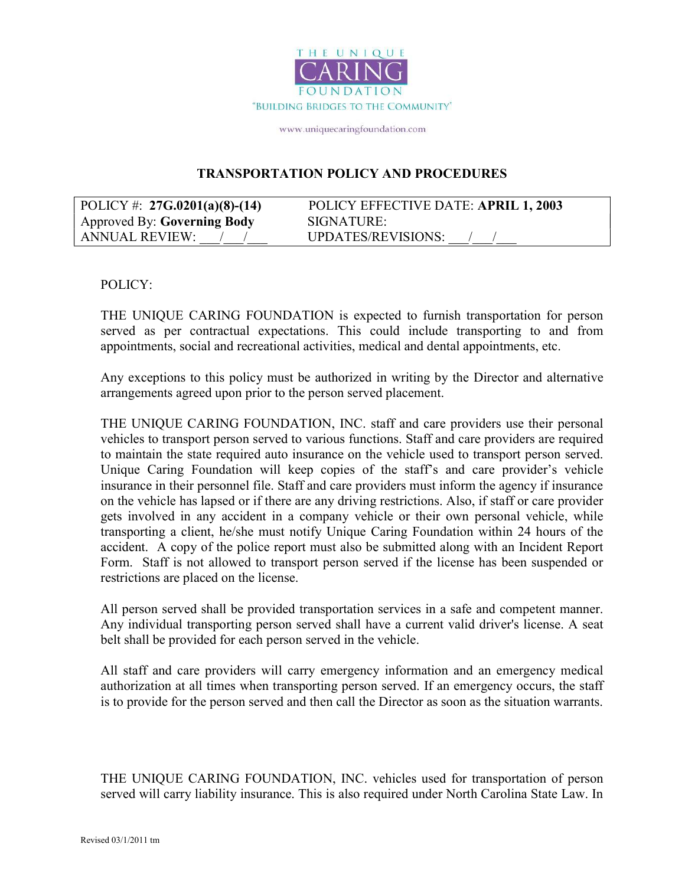THE UNIQUE CARING FOUNDATION

"BUILDING BRIDGES TO THE COMMUNITY"

www.uniquecaringfoundation.com

## TRANSPORTATION POLICY AND PROCEDURES

| POLICY #: **27G.0201(a)(8)-(14)** | POLICY EFFECTIVE DATE: **APRIL 1, 2003** |
|---|---|
| Approved By: **Governing Body** | SIGNATURE: |
| ANNUAL REVIEW: ___/___/___ | UPDATES/REVISIONS: ___/___/___ |

POLICY:

THE UNIQUE CARING FOUNDATION is expected to furnish transportation for person served as per contractual expectations. This could include transporting to and from appointments, social and recreational activities, medical and dental appointments, etc.

Any exceptions to this policy must be authorized in writing by the Director and alternative arrangements agreed upon prior to the person served placement.

THE UNIQUE CARING FOUNDATION, INC. staff and care providers use their personal vehicles to transport person served to various functions. Staff and care providers are required to maintain the state required auto insurance on the vehicle used to transport person served. Unique Caring Foundation will keep copies of the staff's and care provider's vehicle insurance in their personnel file. Staff and care providers must inform the agency if insurance on the vehicle has lapsed or if there are any driving restrictions. Also, if staff or care provider gets involved in any accident in a company vehicle or their own personal vehicle, while transporting a client, he/she must notify Unique Caring Foundation within 24 hours of the accident. A copy of the police report must also be submitted along with an Incident Report Form. Staff is not allowed to transport person served if the license has been suspended or restrictions are placed on the license.

All person served shall be provided transportation services in a safe and competent manner. Any individual transporting person served shall have a current valid driver's license. A seat belt shall be provided for each person served in the vehicle.

All staff and care providers will carry emergency information and an emergency medical authorization at all times when transporting person served. If an emergency occurs, the staff is to provide for the person served and then call the Director as soon as the situation warrants.

THE UNIQUE CARING FOUNDATION, INC. vehicles used for transportation of person served will carry liability insurance. This is also required under North Carolina State Law. In

Revised 03/1/2011 tm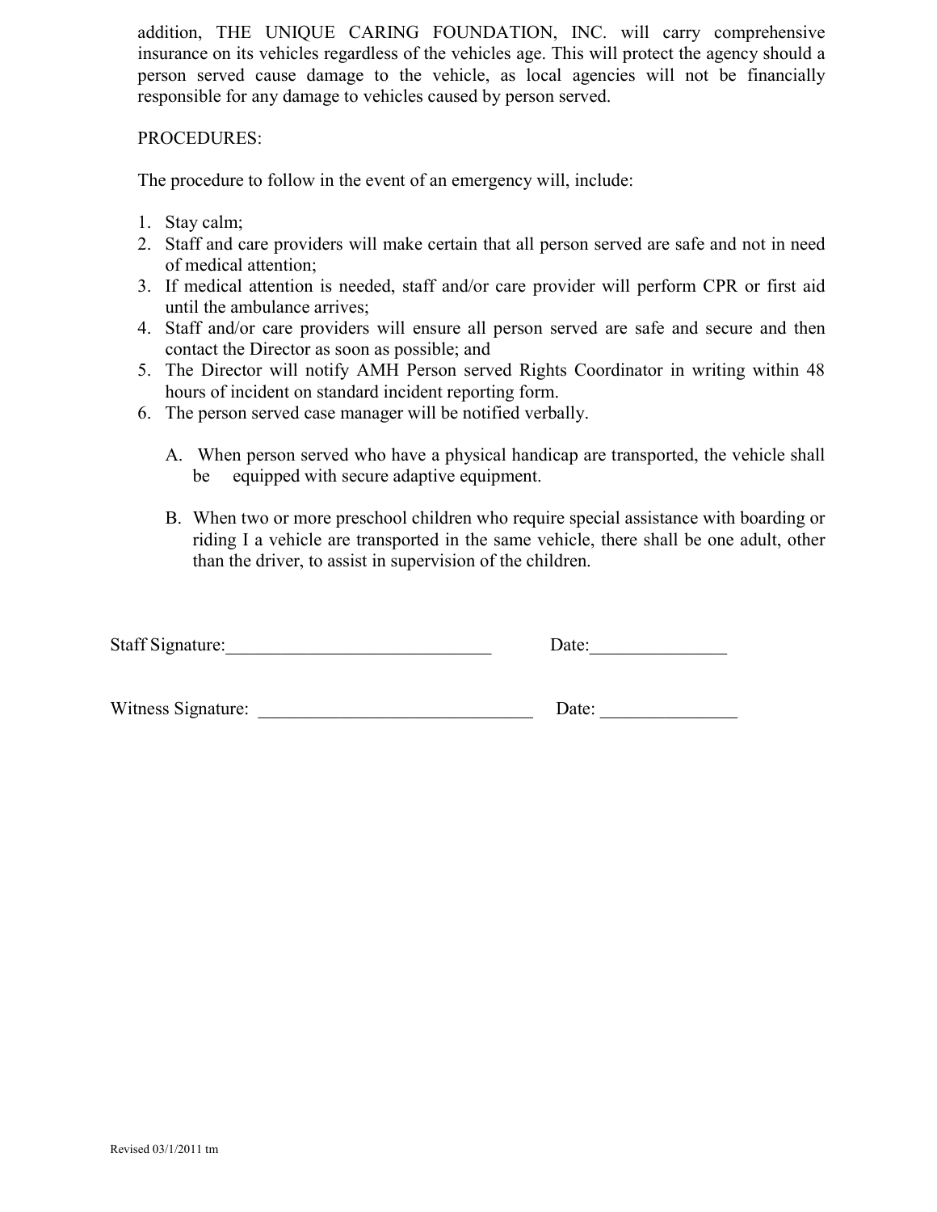addition, THE UNIQUE CARING FOUNDATION, INC. will carry comprehensive insurance on its vehicles regardless of the vehicles age. This will protect the agency should a person served cause damage to the vehicle, as local agencies will not be financially responsible for any damage to vehicles caused by person served.

PROCEDURES:

The procedure to follow in the event of an emergency will, include:

1. Stay calm;
2. Staff and care providers will make certain that all person served are safe and not in need of medical attention;
3. If medical attention is needed, staff and/or care provider will perform CPR or first aid until the ambulance arrives;
4. Staff and/or care providers will ensure all person served are safe and secure and then contact the Director as soon as possible; and
5. The Director will notify AMH Person served Rights Coordinator in writing within 48 hours of incident on standard incident reporting form.
6. The person served case manager will be notified verbally.

   A. When person served who have a physical handicap are transported, the vehicle shall be equipped with secure adaptive equipment.

   B. When two or more preschool children who require special assistance with boarding or riding I a vehicle are transported in the same vehicle, there shall be one adult, other than the driver, to assist in supervision of the children.

Staff Signature:\_\_\_\_\_\_\_\_\_\_\_\_\_\_\_\_\_\_\_\_\_\_\_\_\_\_\_\_\_ Date:\_\_\_\_\_\_\_\_\_\_\_\_\_\_\_

Witness Signature: \_\_\_\_\_\_\_\_\_\_\_\_\_\_\_\_\_\_\_\_\_\_\_\_\_\_\_\_\_\_ Date: \_\_\_\_\_\_\_\_\_\_\_\_\_\_\_

Revised 03/1/2011 tm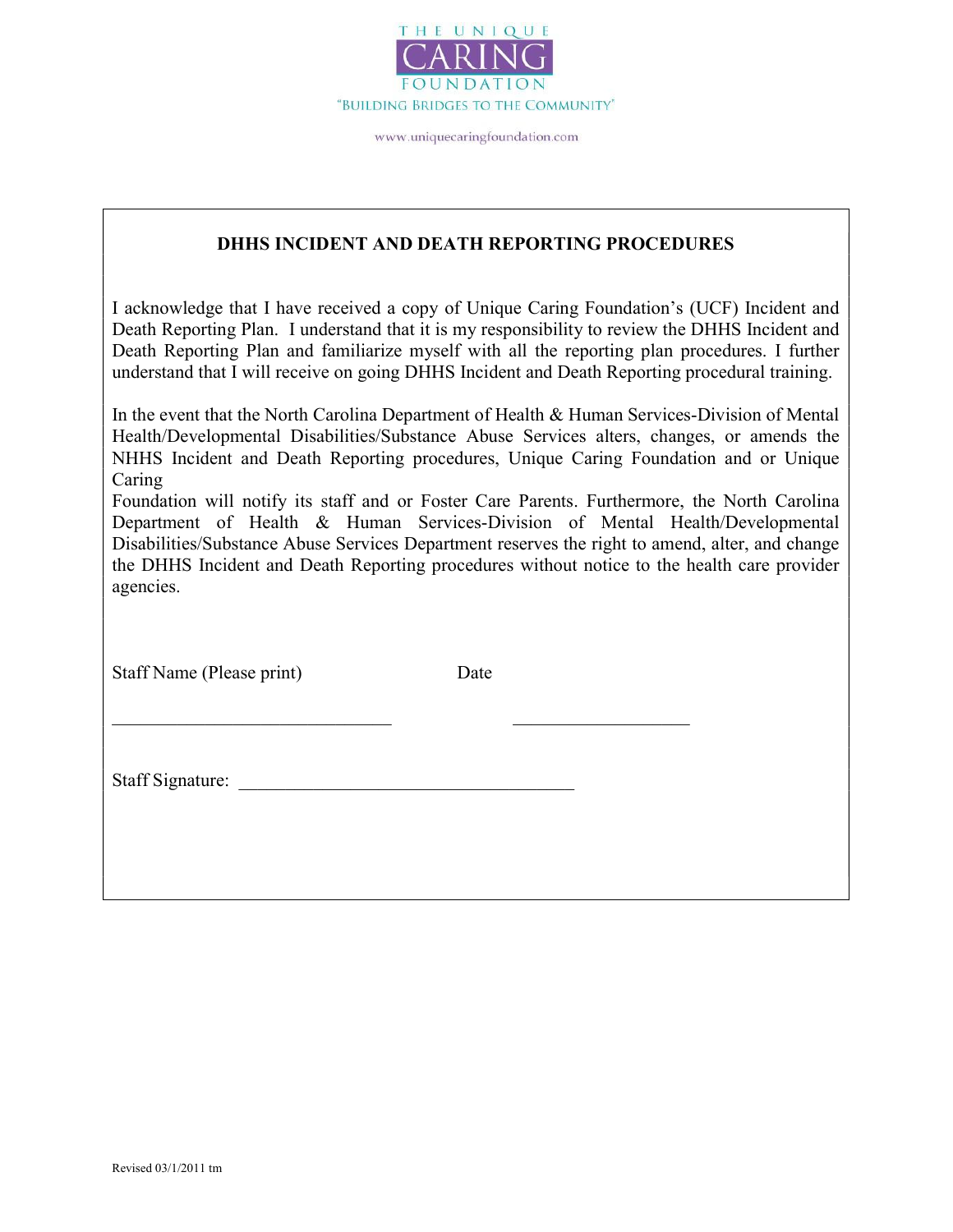THE UNIQUE

CARING

FOUNDATION

"BUILDING BRIDGES TO THE COMMUNITY"

www.uniquecaringfoundation.com

## DHHS INCIDENT AND DEATH REPORTING PROCEDURES

I acknowledge that I have received a copy of Unique Caring Foundation's (UCF) Incident and Death Reporting Plan. I understand that it is my responsibility to review the DHHS Incident and Death Reporting Plan and familiarize myself with all the reporting plan procedures. I further understand that I will receive on going DHHS Incident and Death Reporting procedural training.

In the event that the North Carolina Department of Health & Human Services-Division of Mental Health/Developmental Disabilities/Substance Abuse Services alters, changes, or amends the NHHS Incident and Death Reporting procedures, Unique Caring Foundation and or Unique Caring
Foundation will notify its staff and or Foster Care Parents. Furthermore, the North Carolina Department of Health & Human Services-Division of Mental Health/Developmental Disabilities/Substance Abuse Services Department reserves the right to amend, alter, and change the DHHS Incident and Death Reporting procedures without notice to the health care provider agencies.

Staff Name (Please print) ______________________________ Date ____________________

Staff Signature: ____________________________________

Revised 03/1/2011 tm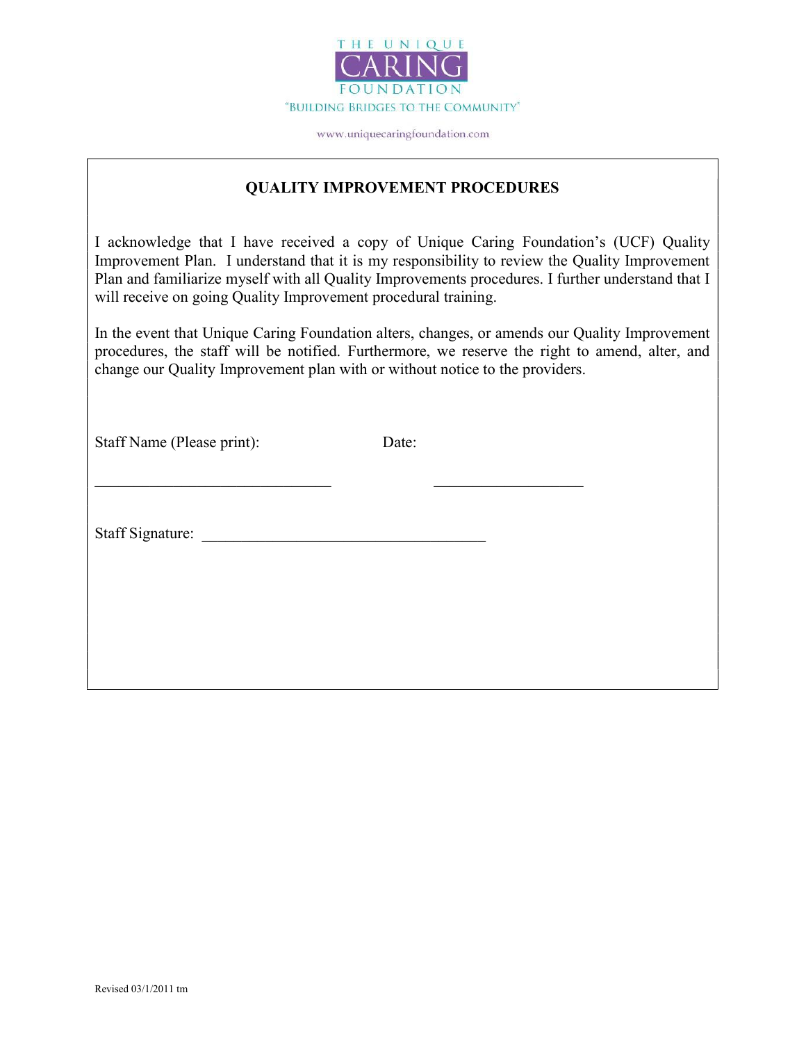THE UNIQUE
CARING
FOUNDATION
"BUILDING BRIDGES TO THE COMMUNITY"

www.uniquecaringfoundation.com

## QUALITY IMPROVEMENT PROCEDURES

I acknowledge that I have received a copy of Unique Caring Foundation's (UCF) Quality Improvement Plan. I understand that it is my responsibility to review the Quality Improvement Plan and familiarize myself with all Quality Improvements procedures. I further understand that I will receive on going Quality Improvement procedural training.

In the event that Unique Caring Foundation alters, changes, or amends our Quality Improvement procedures, the staff will be notified. Furthermore, we reserve the right to amend, alter, and change our Quality Improvement plan with or without notice to the providers.

Staff Name (Please print): ______________________________ Date: ___________________

Staff Signature: ____________________________________

Revised 03/1/2011 tm